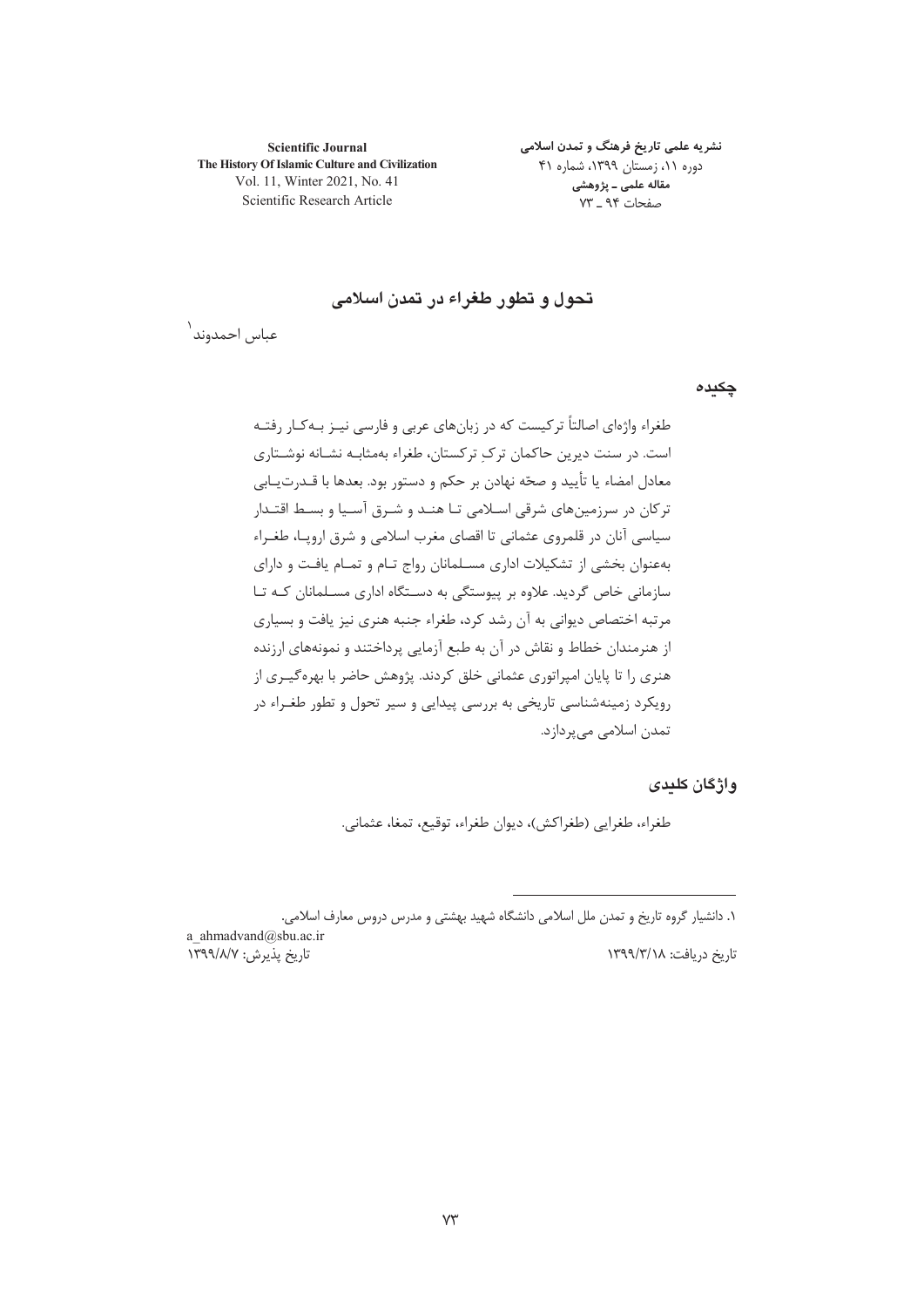# تحول و تطور طغراء در تمدن اسلامی

عباس احمدوند[1]

## چکیده

طغراء واژه‌ای اصالتاً ترکیست که در زبان‌های عربی و فارسی نیز به‌کار رفته است. در سنت دیرین حاکمان ترکِ ترکستان، طغراء به‌مثابه نشانه نوشتاری معادل امضاء یا تأیید و صحّه نهادن بر حکم و دستور بود. بعدها با قدرت‌یابی ترکان در سرزمین‌های شرقی اسلامی تا هند و شرق آسیا و بسط اقتدار سیاسی آنان در قلمرو عثمانی تا اقصای مغرب اسلامی و شرق اروپا، طغراء به‌عنوان بخشی از تشکیلات اداری مسلمانان رواج تام و تمام یافت و دارای سازمانی خاص گردید. علاوه بر پیوستگی به دستگاه اداری مسلمانان که تا مرتبه اختصاص دیوانی به آن رشد کرد، طغراء جنبه هنری نیز یافت و بسیاری از هنرمندان خطاط و نقاش در آن به طبع آزمایی پرداختند و نمونه‌های ارزنده هنری را تا پایان امپراتوری عثمانی خلق کردند. پژوهش حاضر با بهره‌گیری از رویکرد زمینه‌شناسی تاریخی به بررسی پیدایی و سیر تحول و تطور طغراء در تمدن اسلامی می‌پردازد.

## واژگان کلیدی

طغراء، طغرایی (طغراکش)، دیوان طغراء، توقیع، تمغا، عثمانی.

---

[1] دانشیار گروه تاریخ و تمدن ملل اسلامی دانشگاه شهید بهشتی و مدرس دروس معارف اسلامی.

a_ahmadvand@sbu.ac.ir

تاریخ دریافت: ۱۳۹۹/۳/۱۸ تاریخ پذیرش: ۱۳۹۹/۸/۷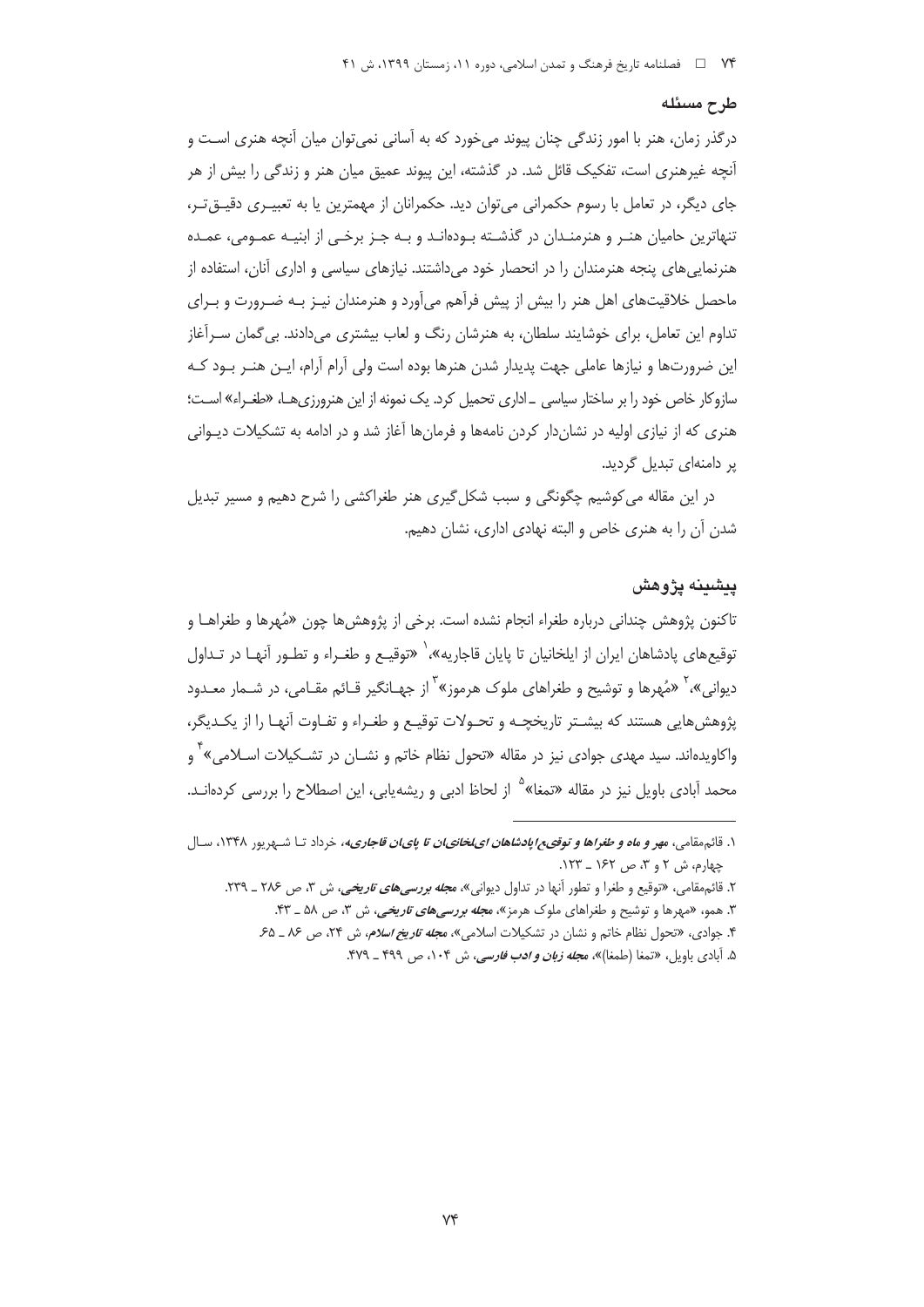## طرح مسئله

درگذر زمان، هنر با امور زندگی چنان پیوند می‌خورد که به آسانی نمی‌توان میان آنچه هنری است و آنچه غیرهنری است، تفکیک قائل شد. در گذشته، این پیوند عمیق میان هنر و زندگی را بیش از هر جای دیگر، در تعامل با رسوم حکمرانی می‌توان دید. حکمرانان از مهمترین یا به تعبیری دقیق‌تر، تنهاترین حامیان هنر و هنرمندان در گذشته بوده‌اند و به جز برخی از ابنیه عمومی، عمده هنرنمایی‌های پنجه هنرمندان را در انحصار خود می‌داشتند. نیازهای سیاسی و اداری آنان، استفاده از ماحصل خلاقیت‌های اهل هنر را بیش از پیش فراهم می‌آورد و هنرمندان نیز به ضرورت و برای تداوم این تعامل، برای خوشایند سلطان، به هنرشان رنگ و لعاب بیشتری می‌دادند. بی‌گمان سرآغاز این ضرورت‌ها و نیازها عاملی جهت پدیدار شدن هنرها بوده است ولی آرام آرام، این هنر بود که سازوکار خاص خود را بر ساختار سیاسی ـ اداری تحمیل کرد. یک نمونه از این هنرورزی‌ها، «طغراء» است؛ هنری که از نیازی اولیه در نشان‌دار کردن نامه‌ها و فرمان‌ها آغاز شد و در ادامه به تشکیلات دیوانی پر دامنه‌ای تبدیل گردید.

در این مقاله می‌کوشیم چگونگی و سبب شکل‌گیری هنر طغراکشی را شرح دهیم و مسیر تبدیل شدن آن را به هنری خاص و البته نهادی اداری، نشان دهیم.

## پیشینه پژوهش

تاکنون پژوهش چندانی درباره طغراء انجام نشده است. برخی از پژوهش‌ها چون «مُهرها و طغراها و توقیع‌های پادشاهان ایران از ایلخانیان تا پایان قاجاریه»،[1] «توقیع و طغراء و تطور آنها در تداول دیوانی»،[2] «مُهرها و توشیح و طغراهای ملوک هرموز»[3] از جهانگیر قائم مقامی، در شمار معدود پژوهش‌هایی هستند که بیشتر تاریخچه و تحولات توقیع و طغراء و تفاوت آنها را از یکدیگر، واکاویده‌اند. سید مهدی جوادی نیز در مقاله «تحول نظام خاتم و نشان در تشکیلات اسلامی»[4] و محمد آبادی باویل نیز در مقاله «تمغا»[5] از لحاظ ادبی و ریشه‌یابی، این اصطلاح را بررسی کرده‌اند.

---

۱. قائم‌مقامی، *مهر و ماه و طغراها و توقیع‌پادشاهان ایلخانیان تا پایان قاجاریه*، خرداد تا شهریور ۱۳۴۸، سال چهارم، ش ۲ و ۳، ص ۱۶۲ ـ ۱۲۳.

۲. قائم‌مقامی، «توقیع و طغرا و تطور آنها در تداول دیوانی»، *مجله بررسی‌های تاریخی*، ش ۳، ص ۲۸۶ ـ ۲۳۹.

۳. همو، «مهرها و توشیح و طغراهای ملوک هرمز»، *مجله بررسی‌های تاریخی*، ش ۳، ص ۵۸ ـ ۴۳.

۴. جوادی، «تحول نظام خاتم و نشان در تشکیلات اسلامی»، *مجله تاریخ اسلام*، ش ۲۴، ص ۸۶ ـ ۶۵.

۵. آبادی باویل، «تمغا (طمغا)»، *مجله زبان و ادب فارسی*، ش ۱۰۴، ص ۴۹۹ ـ ۴۷۹.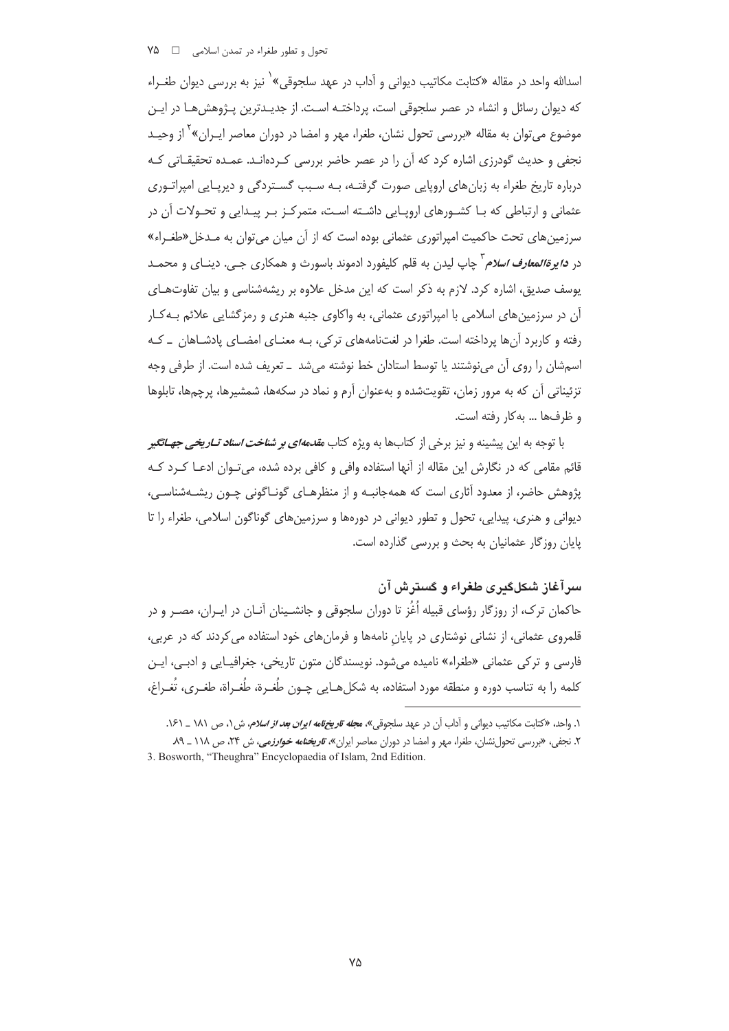اسدالله واحد در مقاله «کتابت مکاتیب دیوانی و آداب در عهد سلجوقی»[1] نیز به بررسی دیوان طغـراء که دیوان رسائل و انشاء در عصر سلجوقی است، پرداختـه اسـت. از جدیـدترین پـژوهش‌هـا در ایـن موضوع می‌توان به مقاله «بررسی تحول نشان، طغرا، مهر و امضا در دوران معاصر ایـران»[2] از وحیـد نجفی و حدیث گودرزی اشاره کرد که آن را در عصر حاضر بررسی کـرده‌انـد. عمـده تحقیقـاتی کـه درباره تاریخ طغراء به زبان‌های اروپایی صورت گرفتـه، بـه سـبب گسـتردگی و دیرپـایی امپراتـوری عثمانی و ارتباطی که بـا کشـورهای اروپـایی داشـته اسـت، متمرکـز بـر پیـدایی و تحـولات آن در سرزمین‌های تحت حاکمیت امپراتوری عثمانی بوده است که از آن میان می‌توان به مـدخل«طغـراء» در ***دایرةالمعارف اسلام***[3] چاپ لیدن به قلم کلیفورد ادموند باسورث و همکاری جـی. دینـای و محمـد یوسف صدیق، اشاره کرد. لازم به ذکر است که این مدخل علاوه بر ریشه‌شناسی و بیان تفاوت‌هـای آن در سرزمین‌های اسلامی با امپراتوری عثمانی، به واکاوی جنبه هنری و رمزگشایی علائم بـه‌کـار رفته و کاربرد آن‌ها پرداخته است. طغرا در لغت‌نامه‌های ترکی، بـه معنـای امضـای پادشـاهان ـ کـه اسم‌شان را روی آن می‌نوشتند یا توسط استادان خط نوشته می‌شد ـ تعریف شده است. از طرفی وجه تزئیناتی آن که به مرور زمان، تقویت‌شده و به‌عنوان آرم و نماد در سکه‌ها، شمشیرها، پرچم‌ها، تابلوها و ظرف‌ها ... به‌کار رفته است.

با توجه به این پیشینه و نیز برخی از کتاب‌ها به ویژه کتاب ***مقدمه‌ای بر شناخت اسناد تـاریخی جهـانگیر*** قائم مقامی که در نگارش این مقاله از آنها استفاده وافی و کافی برده شده، می‌تـوان ادعـا کـرد کـه پژوهش حاضر، از معدود آثاری است که همه‌جانبـه و از منظرهـای گونـاگونی چـون ریشـه‌شناسـی، دیوانی و هنری، پیدایی، تحول و تطور دیوانی در دوره‌ها و سرزمین‌های گوناگون اسلامی، طغراء را تا پایان روزگار عثمانیان به بحث و بررسی گذارده است.

## سرآغاز شکل‌گیری طغراء و گسترش آن

حاکمان ترک، از روزگار رؤسای قبیله اُغُز تا دوران سلجوقی و جانشـینان آنـان در ایـران، مصـر و در قلمروی عثمانی، از نشانی نوشتاری در پایانِ نامه‌ها و فرمان‌های خود استفاده می‌کردند که در عربی، فارسی و ترکی عثمانی «طغراء» نامیده می‌شود. نویسندگان متون تاریخی، جغرافیـایی و ادبـی، ایـن کلمه را به تناسب دوره و منطقه مورد استفاده، به شکل‌هـایی چـون طُغـرة، طُغـراة، طغـری، تُغـراغ،

---

۱. واحد، «کتابت مکاتیب دیوانی و آداب آن در عهد سلجوقی»، ***مجله تاریخ‌نامه ایران بعد از اسلام***، ش۱، ص ۱۸۱ ـ ۱۶۱.

۲. نجفی، «بررسی تحول‌نشان، طغرا، مهر و امضا در دوران معاصر ایران»، ***تاریخنامه خوارزمی***، ش ۲۴، ص ۱۱۸ ـ ۸۹.

3. Bosworth, "Theughra" Encyclopaedia of Islam, 2nd Edition.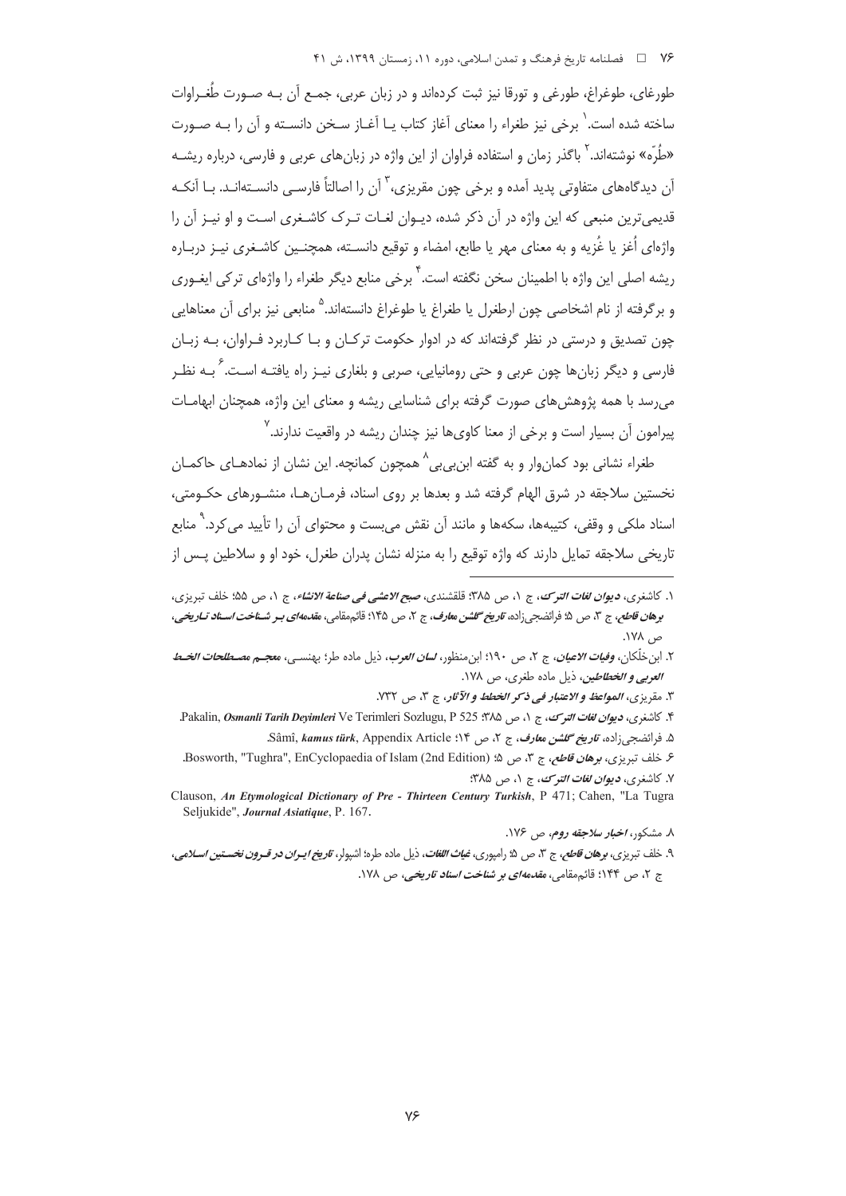طورغای، طوغراغ، طورغی و تورقا نیز ثبت کرده‌اند و در زبان عربی، جمع آن بـه صـورت طُغـراوات ساخته شده است.[1] برخی نیز طغراء را معنای آغاز کتاب یـا آغـاز سـخن دانسـته و آن را بـه صـورت «طُرّه» نوشته‌اند.[2] باگذر زمان و استفاده فراوان از این واژه در زبان‌های عربی و فارسی، درباره ریشـه آن دیدگاه‌های متفاوتی پدید آمده و برخی چون مقریزی،[3] آن را اصالتاً فارسـی دانسـته‌انـد. بـا آنکـه قدیمی‌ترین منبعی که این واژه در آن ذکر شده، دیـوان لغـات تـرک کاشـغری اسـت و او نیـز آن را واژه‌ای اُغز یا غُزیه و به معنای مهر یا طابع، امضاء و توقیع دانسـته، همچنـین کاشـغری نیـز دربـاره ریشه اصلی این واژه با اطمینان سخن نگفته است.[4] برخی منابع دیگر طغراء را واژه‌ای ترکی ایغـوری و برگرفته از نام اشخاصی چون ارطغرل یا طغراغ یا طوغراغ دانسته‌اند.[5] منابعی نیز برای آن معناهایی چون تصدیق و درستی در نظر گرفته‌اند که در ادوار حکومت ترکـان و بـا کـاربرد فـراوان، بـه زبـان فارسی و دیگر زبان‌ها چون عربی و حتی رومانیایی، صربی و بلغاری نیـز راه یافتـه اسـت.[6] بـه نظـر می‌رسد با همه پژوهش‌های صورت گرفته برای شناسایی ریشه و معنای این واژه، همچنان ابهامـات پیرامون آن بسیار است و برخی از معنا کاوی‌ها نیز چندان ریشه در واقعیت ندارند.[7]

طغراء نشانی بود کمان‌وار و به گفته ابن‌بی‌بی[8] همچون کمانچه. این نشان از نمادهـای حاکمـان نخستین سلاجقه در شرق الهام گرفته شد و بعدها بر روی اسناد، فرمـان‌هـا، منشـورهای حکـومتی، اسناد ملکی و وقفی، کتیبه‌ها، سکه‌ها و مانند آن نقش می‌بست و محتوای آن را تأیید می‌کرد.[9] منابع تاریخی سلاجقه تمایل دارند که واژه توقیع را به منزله نشان پدران طغرل، خود او و سلاطین پـس از

---

۱. کاشغری، *دیوان لغات الترک*، ج ۱، ص ۳۸۵؛ قلقشندی، *صبح الاعشی فی صناعة الانشاء*، ج ۱، ص ۵۵؛ خلف تبریزی، *برهان قاطع*، ج ۳، ص ۵؛ فرائضچی‌زاده، *تاریخ گلشن معارف*، ج ۲، ص ۱۴۵؛ قائم‌مقامی، *مقدمه‌ای بـر شـناخت اسـناد تـاریخی*، ص ۱۷۸.

۲. ابن‌خلّکان، *وفیات الاعیان*، ج ۲، ص ۱۹۰؛ ابن‌منظور، *لسان العرب*، ذیل ماده طر؛ بهنسـی، *معجـم مصـطلحات الخـط العربی و الخطاطین*، ذیل ماده طغری، ص ۱۷۸.

۳. مقریزی، *المواعظ و الاعتبار فی ذکر الخطط و الآثار*، ج ۳، ص ۷۳۲.

۴. کاشغری، *دیوان لغات الترک*، ج ۱، ص ۳۸۵؛ Pakalin, *Osmanli Tarih Deyimleri* Ve Terimleri Sozlugu, P 525.

۵. فرائضچی‌زاده، *تاریخ گلشن معارف*، ج ۲، ص ۱۴؛ Sâmî, *kamus türk*, Appendix Article.

۶. خلف تبریزی، *برهان قاطع*، ج ۳، ص ۵؛ Bosworth, "Tughra", EnCyclopaedia of Islam (2nd Edition).

۷. کاشغری، *دیوان لغات الترک*، ج ۱، ص ۳۸۵؛ Clauson, *An Etymological Dictionary of Pre - Thirteen Century Turkish*, P 471; Cahen, "La Tugra Seljukide", *Journal Asiatique*, P. 167.

۸. مشکور، *اخبار سلاجقه روم*، ص ۱۷۶.

۹. خلف تبریزی، *برهان قاطع*، ج ۳، ص ۵؛ رامپوری، *غیاث اللغات*، ذیل ماده طره؛ اشپولر، *تاریخ ایـران در قـرون نخسـتین اسـلامی*، ج ۲، ص ۱۴۴؛ قائم‌مقامی، *مقدمه‌ای بر شناخت اسناد تاریخی*، ص ۱۷۸.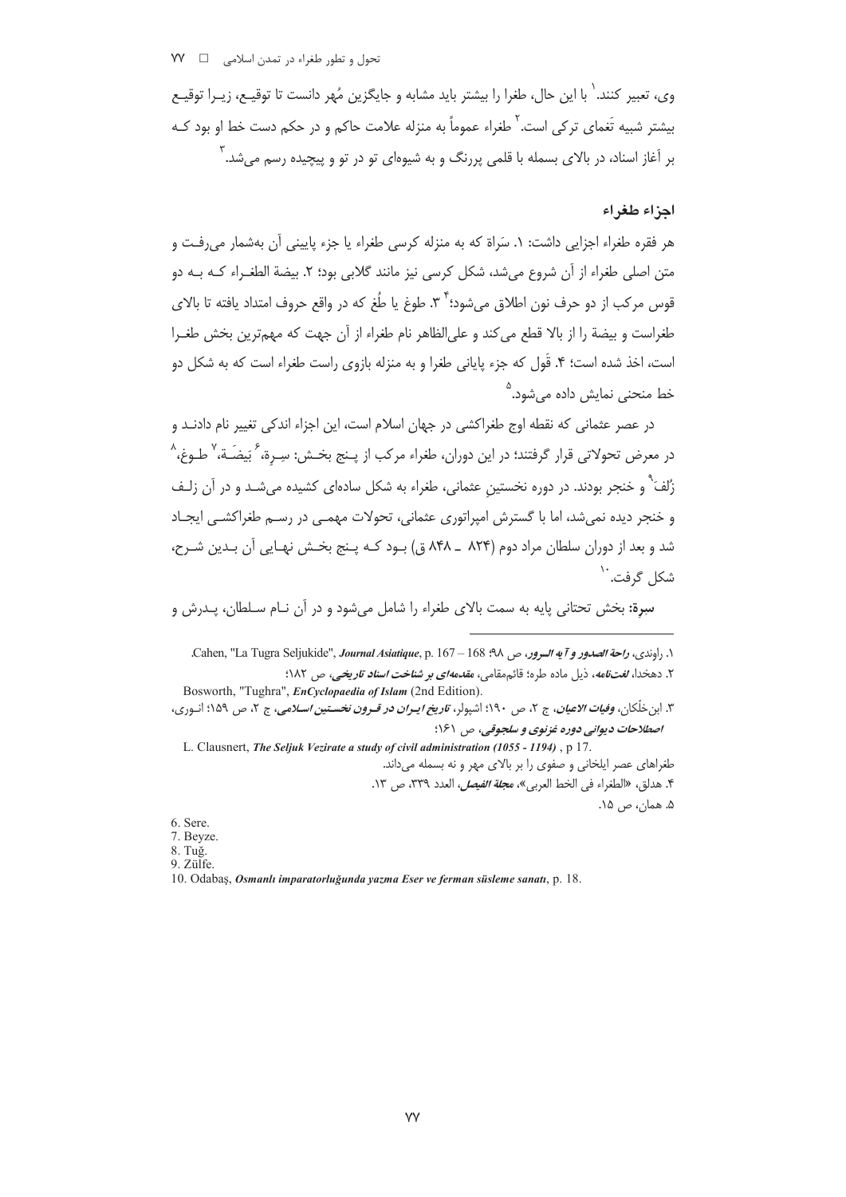وی، تعبیر کنند.[1] با این حال، طغرا را بیشتر باید مشابه و جایگزین مُهر دانست تا توقیع، زیرا توقیع بیشتر شبیه تَغمای ترکی است.[2] طغراء عموماً به منزله علامت حاکم و در حکم دست خط او بود که بر آغاز اسناد، در بالای بسمله با قلمی پررنگ و به شیوه‌ای تو در تو و پیچیده رسم می‌شد.[3]

### اجزاء طغراء

هر فقره طغراء اجزایی داشت: ۱. سَراة که به منزله کرسی طغراء یا جزء پایینی آن به‌شمار می‌رفت و متن اصلی طغراء از آن شروع می‌شد، شکل کرسی نیز مانند گلابی بود؛ ۲. بیضة الطغراء که به دو قوس مرکب از دو حرف نون اطلاق می‌شود؛[4] ۳. طوغ یا طُغ که در واقع حروف امتداد یافته تا بالای طغراست و بیضة را از بالا قطع می‌کند و علی‌الظاهر نام طغراء از آن جهت که مهم‌ترین بخش طغرا است، اخذ شده است؛ ۴. قَول که جزء پایانی طغرا و به منزله بازوی راست طغراء است که به شکل دو خط منحنی نمایش داده می‌شود.[5]

در عصر عثمانی که نقطه اوج طغراکشی در جهان اسلام است، این اجزاء اندکی تغییر نام دادند و در معرض تحولاتی قرار گرفتند؛ در این دوران، طغراء مرکب از پنج بخش: سِرة،[6] بَیضَة،[7] طوغ،[8] زُلف[9] و خنجر بودند. در دوره نخستینِ عثمانی، طغراء به شکل ساده‌ای کشیده می‌شد و در آن زلف و خنجر دیده نمی‌شد، اما با گسترش امپراتوری عثمانی، تحولات مهمی در رسم طغراکشی ایجاد شد و بعد از دوران سلطان مراد دوم (۸۲۴ ـ ۸۴۸ ق) بود که پنج بخش نهایی آن بدین شرح، شکل گرفت.[10]

**سِرة:** بخش تحتانی پایه به سمت بالای طغراء را شامل می‌شود و در آن نام سلطان، پدرش و

---

۱. راوندی، ***راحة الصدور و آیة السرور***، ص ۹۸؛ Cahen, "La Tugra Seljukide", *Journal Asiatique*, p. 167 – 168.

۲. دهخدا، ***لغت‌نامه***، ذیل ماده طره؛ قائم‌مقامی، ***مقدمه‌ای بر شناخت اسناد تاریخی***، ص ۱۸۲؛ Bosworth, "Tughra", *EnCyclopaedia of Islam* (2nd Edition).

۳. ابن‌خلّکان، ***وفیات الاعیان***، ج ۲، ص ۱۹۰؛ اشپولر، ***تاریخ ایران در قرون نخستین اسلامی***، ج ۲، ص ۱۵۹؛ انوری، ***اصطلاحات دیوانی دوره غزنوی و سلجوقی***، ص ۱۶۱؛ L. Clausnert, *The Seljuk Vezirate a study of civil administration (1055 - 1194)*, p 17.

طغراهای عصر ایلخانی و صفوی را بر بالای مهر و نه بسمله می‌داند.

۴. هدلق، «الطغراء فی الخط العربی»، ***مجلة الفیصل***، العدد ۳۳۹، ص ۱۳.

۵. همان، ص ۱۵.

6. Sere.

7. Beyze.

8. Tuğ.

9. Zülfe.

10. Odabaş, *Osmanlı imparatorluğunda yazma Eser ve ferman süsleme sanatı*, p. 18.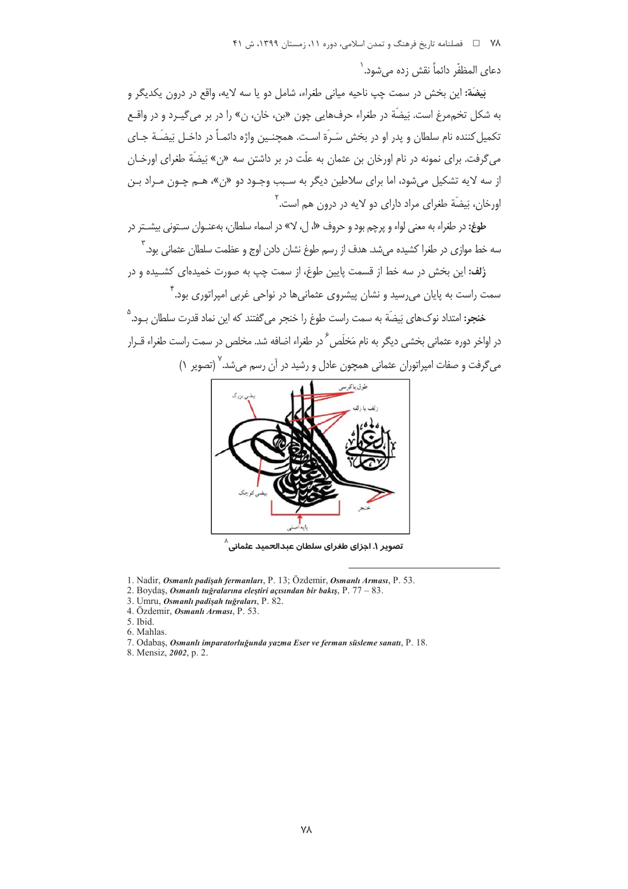دعای المظفّر دائماً نقش زده می‌شود.[1]

**بَیضَة:** این بخش در سمت چپ ناحیه میانی طغراء، شامل دو یا سه لایه، واقع در درون یکدیگر و به شکل تخم‌مرغ است. بَیضَة در طغراء حرف‌هایی چون «بن، خان، ن» را در بر می‌گیرد و در واقع تکمیل‌کننده نام سلطان و پدر او در بخش سَرَة است. همچنین واژه دائماً در داخل بَیضَة جای می‌گرفت. برای نمونه در نام اورخان بن عثمان به علّت در بر داشتن سه «ن» بَیضَة طغرای اورخان از سه لایه تشکیل می‌شود، اما برای سلاطین دیگر به سبب وجود دو «ن»، هم چون مراد بن اورخان، بَیضَة طغرای مراد دارای دو لایه در درون هم است.[2]

**طوغ:** در طغراء به معنی لواء و پرچم بود و حروف «ا، ل، لا» در اسماء سلطان، به‌عنوان ستونی بیشتر در سه خط موازی در طغرا کشیده می‌شد. هدف از رسم طوغ نشان دادن اوج و عظمت سلطان عثمانی بود.[3]

**زُلف:** این بخش در سه خط از قسمت پایین طوغ، از سمت چپ به صورت خمیده‌ای کشیده و در سمت راست به پایان می‌رسید و نشان پیشروی عثمانی‌ها در نواحی غربی امپراتوری بود.[4]

**خنجر:** امتداد نوک‌های بَیضَة به سمت راست طوغ را خنجر می‌گفتند که این نماد قدرت سلطان بود.[5]

در اواخر دوره عثمانی بخشی دیگر به نام مَخلَص[6] در طغراء اضافه شد. مخلص در سمت راست طغراء قرار می‌گرفت و صفات امپراتوران عثمانی همچون عادل و رشید در آن رسم می‌شد.[7] (تصویر ۱)

**تصویر ۱. اجزای طغرای سلطان عبدالحمید عثمانی**[8]

---

1. Nadir, *Osmanlı padişah fermanları*, P. 13; Özdemir, *Osmanlı Arması*, P. 53.
2. Boydaş, *Osmanlı tuğralarına eleştiri açısından bir bakış*, P. 77 – 83.
3. Umru, *Osmanlı padişah tuğraları*, P. 82.
4. Özdemir, *Osmanlı Arması*, P. 53.
5. Ibid.
6. Mahlas.
7. Odabaş, *Osmanlı imparatorluğunda yazma Eser ve ferman süsleme sanatı*, P. 18.
8. Mensiz, *2002*, p. 2.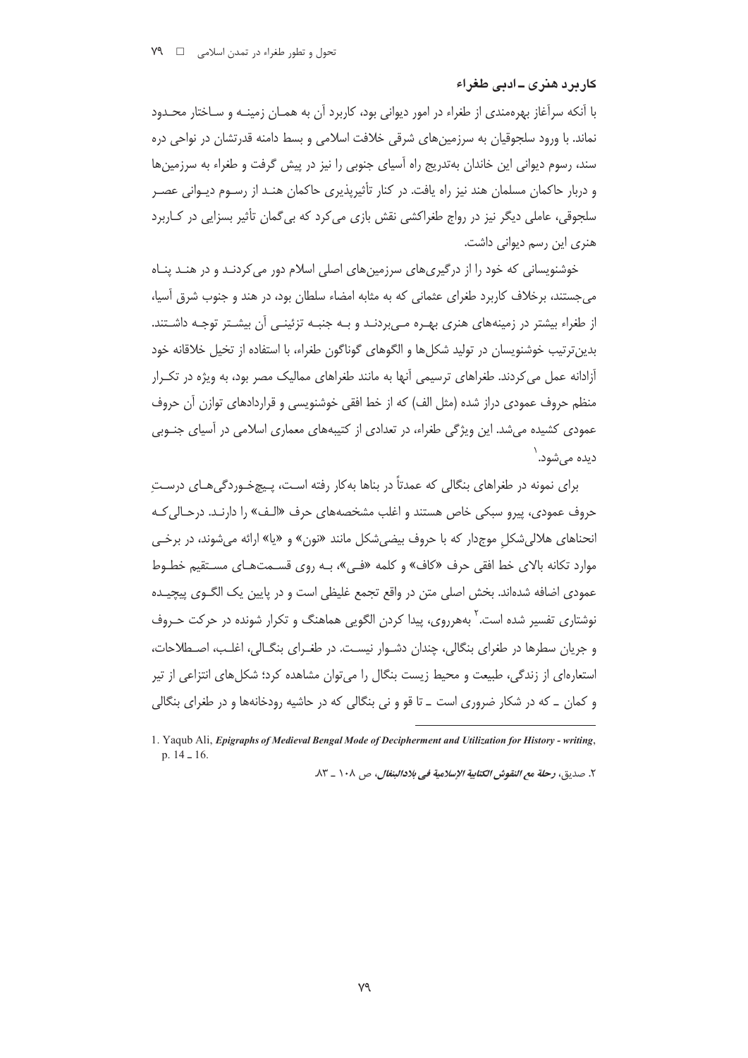## کاربرد هنری ـ ادبی طغراء

با آنکه سرآغاز بهره‌مندی از طغراء در امور دیوانی بود، کاربرد آن به همان زمینه و ساختار محدود نماند. با ورود سلجوقیان به سرزمین‌های شرقی خلافت اسلامی و بسط دامنه قدرتشان در نواحی دره سند، رسوم دیوانی این خاندان به‌تدریج راه آسیای جنوبی را نیز در پیش گرفت و طغراء به سرزمین‌ها و دربار حاکمان مسلمان هند نیز راه یافت. در کنار تأثیرپذیری حاکمان هند از رسوم دیوانی عصر سلجوقی، عاملی دیگر نیز در رواج طغراکشی نقش بازی می‌کرد که بی‌گمان تأثیر بسزایی در کاربرد هنری این رسم دیوانی داشت.

خوشنویسانی که خود را از درگیری‌های سرزمین‌های اصلی اسلام دور می‌کردند و در هند پناه می‌جستند، برخلاف کاربرد طغرای عثمانی که به مثابه امضاء سلطان بود، در هند و جنوب شرق آسیا، از طغراء بیشتر در زمینه‌های هنری بهره می‌بردند و به جنبه تزئینی آن بیشتر توجه داشتند. بدین‌ترتیب خوشنویسان در تولید شکل‌ها و الگوهای گوناگون طغراء، با استفاده از تخیل خلاقانه خود آزادانه عمل می‌کردند. طغراهای ترسیمی آنها به مانند طغراهای ممالیک مصر بود، به ویژه در تکرار منظم حروف عمودی دراز شده (مثل الف) که از خط افقی خوشنویسی و قراردادهای توازن آن حروف عمودی کشیده می‌شد. این ویژگی طغراء، در تعدادی از کتیبه‌های معماری اسلامی در آسیای جنوبی دیده می‌شود.[1]

برای نمونه در طغراهای بنگالی که عمدتاً در بناها به‌کار رفته است، پیچ‌خوردگی‌های درستِ حروف عمودی، پیرو سبکی خاص هستند و اغلب مشخصه‌های حرف «الف» را دارند. درحالی‌که انحناهای هلالی‌شکلِ موج‌دار که با حروف بیضی‌شکل مانند «نون» و «یا» ارائه می‌شوند، در برخی موارد تکانه بالای خط افقی حرف «کاف» و کلمه «فی»، به روی قسمت‌های مستقیم خطوط عمودی اضافه شده‌اند. بخش اصلی متن در واقع تجمع غلیظی است و در پایین یک الگوی پیچیده نوشتاری تفسیر شده است.[2] به‌هرروی، پیدا کردن الگویی هماهنگ و تکرار شونده در حرکت حروف و جریان سطرها در طغرای بنگالی، چندان دشوار نیست. در طغرای بنگالی، اغلب، اصطلاحات، استعاره‌ای از زندگی، طبیعت و محیط زیست بنگال را می‌توان مشاهده کرد؛ شکل‌های انتزاعی از تیر و کمان ـ که در شکار ضروری است ـ تا قو و نی بنگالی که در حاشیه رودخانه‌ها و در طغرای بنگالی

---

1. Yaqub Ali, *Epigraphs of Medieval Bengal Mode of Decipherment and Utilization for History - writing*, p. 14 ـ 16.

۲. صدیق، ***رحلة مع النقوش الکتابیة الإسلامیة فی بلادالبنغال***، ص ۱۰۸ ـ ۸۳.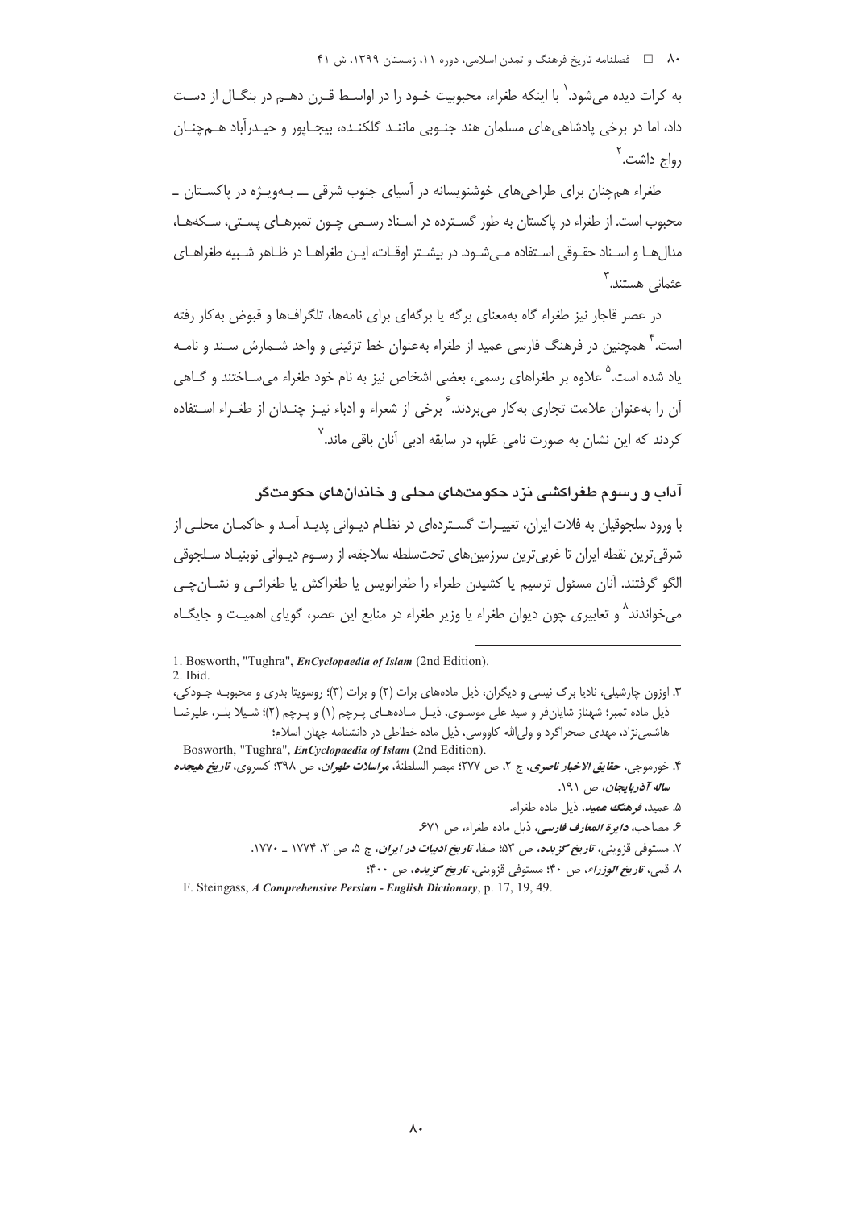به کرات دیده می‌شود.[1] با اینکه طغراء، محبوبیت خود را در اواسط قرن دهم در بنگال از دست داد، اما در برخی پادشاهی‌های مسلمان هند جنوبی مانند گلکنده، بیجاپور و حیدرآباد همچنان رواج داشت.[2]

طغراء همچنان برای طراحی‌های خوشنویسانه در آسیای جنوب شرقی ــ به‌ویژه در پاکستان ــ محبوب است. از طغراء در پاکستان به طور گسترده در اسناد رسمی چون تمبرهای پستی، سکه‌ها، مدال‌ها و اسناد حقوقی استفاده می‌شود. در بیشتر اوقات، این طغراها در ظاهر شبیه طغراهای عثمانی هستند.[3]

در عصر قاجار نیز طغراء گاه به‌معنای برگه یا برگه‌ای برای نامه‌ها، تلگراف‌ها و قبوض به‌کار رفته است.[4] همچنین در فرهنگ فارسی عمید از طغراء به‌عنوان خط تزئینی و واحد شمارش سند و نامه یاد شده است.[5] علاوه بر طغراهای رسمی، بعضی اشخاص نیز به نام خود طغراء می‌ساختند و گاهی آن را به‌عنوان علامت تجاری به‌کار می‌بردند.[6] برخی از شعراء و ادباء نیز چندان از طغراء استفاده کردند که این نشان به صورت نامی عَلَم، در سابقه ادبی آنان باقی ماند.[7]

## آداب و رسوم طغراکشی نزد حکومت‌های محلی و خاندان‌های حکومت‌گر

با ورود سلجوقیان به فلات ایران، تغییرات گسترده‌ای در نظام دیوانی پدید آمد و حاکمان محلی از شرقی‌ترین نقطه ایران تا غربی‌ترین سرزمین‌های تحت‌سلطه سلاجقه، از رسوم دیوانی نوبنیاد سلجوقی الگو گرفتند. آنان مسئول ترسیم یا کشیدن طغراء را طغرانویس یا طغراکش یا طغرائی و نشان‌چی می‌خواندند[8] و تعابیری چون دیوان طغراء یا وزیر طغراء در منابع این عصر، گویای اهمیت و جایگاه

---

1. Bosworth, "Tughra", *EnCyclopaedia of Islam* (2nd Edition).
2. Ibid.
3. اوزون چارشیلی، نادیا برگ نیسی و دیگران، ذیل ماده‌های برات (۲) و برات (۳)؛ روسویتا بدری و محبوبه جودکی، ذیل ماده تمبر؛ شهناز شایان‌فر و سید علی موسوی، ذیل ماده‌های پرچم (۱) و پرچم (۲)؛ شیلا بلر، علیرضا هاشمی‌نژاد، مهدی صحراگرد و ولی‌الله کاووسی، ذیل ماده خطاطی در دانشنامه جهان اسلام؛ Bosworth, "Tughra", *EnCyclopaedia of Islam* (2nd Edition).
4. خورموجی، ***حقایق الاخبار ناصری***، ج ۲، ص ۲۷۷؛ مبصر السلطنهٔ، ***مراسلات طهران***، ص ۳۹۸؛ کسروی، ***تاریخ هیجده ساله آذربایجان***، ص ۱۹۱.
5. عمید، ***فرهنگ عمید***، ذیل ماده طغراء.
6. مصاحب، ***دایرة المعارف فارسی***، ذیل ماده طغراء، ص ۶۷۱.
7. مستوفی قزوینی، ***تاریخ گزیده***، ص ۵۳؛ صفا، ***تاریخ ادبیات در ایران***، ج ۵، ص ۳، ۱۷۷۴ ـ ۱۷۷۰.
8. قمی، ***تاریخ الوزراء***، ص ۴۰؛ مستوفی قزوینی، ***تاریخ گزیده***، ص ۴۰۰؛ F. Steingass, *A Comprehensive Persian - English Dictionary*, p. 17, 19, 49.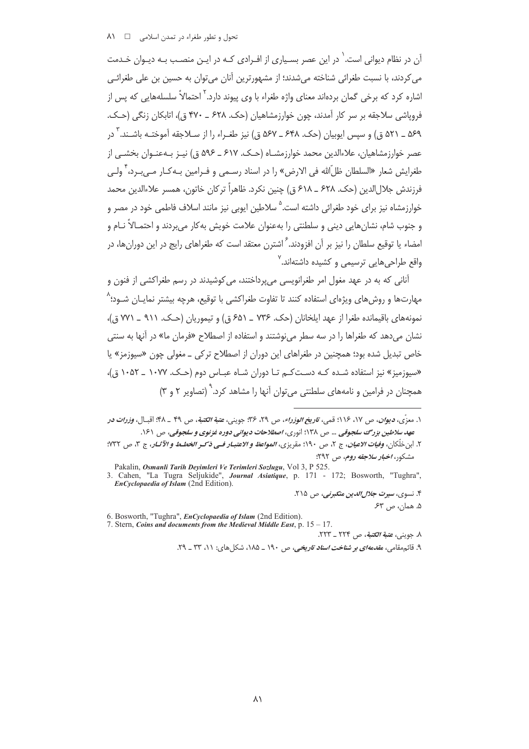آن در نظام دیوانی است.[1] در این عصر بسیاری از افرادی که در این منصب به دیوان خدمت می‌کردند، با نسبت طغرائی شناخته می‌شدند؛ از مشهورترین آنان می‌توان به حسین بن علی طغرائی اشاره کرد که برخی گمان برده‌اند معنای واژه طغراء با وی پیوند دارد.[2] احتمالاً سلسله‌هایی که پس از فروپاشی سلاجقه بر سر کار آمدند، چون خوارزمشاهیان (حک. ۶۲۸ ـ ۴۷۰ ق)، اتابکان زنگی (حک. ۵۶۹ ـ ۵۲۱ ق) و سپس ایوبیان (حک. ۶۴۸ ـ ۵۶۷ ق) نیز طغراء را از سلاجقه آموخته باشند.[3] در عصر خوارزمشاهیان، علاءالدین محمد خوارزمشاه (حک. ۶۱۷ ـ ۵۹۶ ق) نیز به‌عنوان بخشی از طغرایش شعار «السلطان ظل‌ّالله فی الارض» را در اسناد رسمی و فرامین به‌کار می‌برد،[4] ولی فرزندش جلال‌الدین (حک. ۶۲۸ ـ ۶۱۸ ق) چنین نکرد. ظاهراً ترکان خاتون، همسر علاءالدین محمد خوارزمشاه نیز برای خود طغرائی داشته است.[5] سلاطین ایوبی نیز مانند اسلاف فاطمی خود در مصر و جنوب شام، نشان‌هایی دینی و سلطنتی را به‌عنوان علامت خویش به‌کار می‌بردند و احتمالاً نام و امضاء یا توقیع سلطان را نیز بر آن افزودند.[6] اشترن معتقد است که طغراهای رایج در این دوران‌ها، در واقع طراحی‌هایی ترسیمی و کشیده داشته‌اند.[7]

آنانی که به در عهد مغول امر طغرانویسی می‌پرداختند، می‌کوشیدند در رسم طغراکشی از فنون و مهارت‌ها و روش‌های ویژه‌ای استفاده کنند تا تفاوت طغراکشی با توقیع، هرچه بیشتر نمایان شود؛[8] نمونه‌های باقیمانده طغرا از عهد ایلخانان (حک. ۷۳۶ ـ ۶۵۱ ق) و تیموریان (حک. ۹۱۱ ـ ۷۷۱ ق)، نشان می‌دهد که طغراها را در سه سطر می‌نوشتند و استفاده از اصطلاح «فرمان ما» در آنها به سنتی خاص تبدیل شده بود؛ همچنین در طغراهای این دوران از اصطلاح ترکی ـ مغولی چون «سیوزمز» یا «سیوزمیز» نیز استفاده شده که دست‌کم تا دوران شاه عباس دوم (حک. ۱۰۷۷ ـ ۱۰۵۲ ق)، همچنان در فرامین و نامه‌های سلطنتی می‌توان آنها را مشاهده کرد.[9] (تصاویر ۲ و ۳)

---

۱. معزّی، *دیوان*، ص ۱۷، ۱۱۶؛ قمی، *تاریخ الوزراء*، ص ۲۹، ۳۶؛ جوینی، *عتبة الکتبة*، ص ۴۹ ـ ۴۸؛ اقبال، *وزرات در عهد سلاطین بزرگ سلجوقی* ... ص ۱۳۸؛ انوری، *اصطلاحات دیوانی دوره غزنوی و سلجوقی*، ص ۱۶۱.

۲. ابن‌خلّکان، *وفیات الاعیان*، ج ۲، ص ۱۹۰؛ مقریزی، *المواعظ و الاعتبار فی ذکر الخطط و الآثار*، ج ۳، ص ۷۳۲؛ مشکور، *اخبار سلاجقه روم*، ص ۲۹۲؛

Pakalin, *Osmanli Tarih Deyimleri Ve Terimleri Sozlugu*, Vol 3, P 525.

3. Cahen, "La Tugra Seljukide", *Journal Asiatique*, p. 171 - 172; Bosworth, "Tughra", *EnCyclopaedia of Islam* (2nd Edition).

۴. نسوی، *سیرت جلال‌الدین منکبرنی*، ص ۲۱۵.

۵. همان، ص ۶۳.

6. Bosworth, "Tughra", *EnCyclopaedia of Islam* (2nd Edition).

7. Stern, *Coins and documents from the Medieval Middle East*, p. 15 – 17.

۸. جوینی، *عتبة الکتبة*، ص ۲۲۴ ـ ۲۲۳.

۹. قائم‌مقامی، *مقدمه‌ای بر شناخت اسناد تاریخی*، ص ۱۹۰ ـ ۱۸۵، شکل‌های: ۱۱، ۳۳ ـ ۲۹.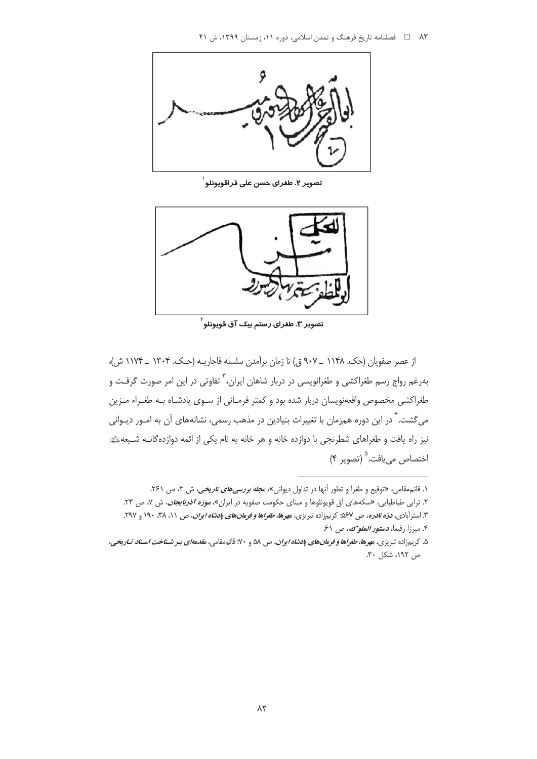تصویر ۲. طغرای حسن علی قراقویونلو[1]

تصویر ۳. طغرای رستم بیک آق قویونلو[2]

از عصر صفویان (حک. ۱۱۴۸ ـ ۹۰۷ ق) تا زمان برآمدن سلسله قاجاریـه (حـک. ۱۳۰۴ ـ ۱۱۷۴ ش)، به‌رغم رواج رسم طغراکشی و طغرانویسی در دربار شاهان ایران،[3] تفاوتی در این امر صورت گرفـت و طغراکشی مخصوص واقعه‌نویسان دربار شده بود و کمتر فرمـانی از سـوی پادشـاه بـه طغـراء مـزین می‌گشت.[4] در این دوره هم‌زمان با تغییرات بنیادین در مذهب رسمی، نشانه‌های آن به امـور دیـوانی نیز راه یافت و طغراهای شطرنجی با دوازده خانه و هر خانه به نام یکی از ائمه دوازده‌گانـه شـیعه علیهم‌السلام اختصاص می‌یافت.[5] (تصویر ۴)

---

۱. قائم‌مقامی، «توقیع و طغرا و تطور آنها در تداول دیوانی»، ***مجله بررسی‌های تاریخی***، ش ۳، ص ۲۶۱.

۲. ترابی طباطبایی، «سکه‌های آق قویونلوها و مبنای حکومت صفویه در ایران»، ***موزه آذربایجان***، ش ۷، ص ۲۳.

۳. استرآبادی، ***درّه نادره***، ص ۵۶۷؛ کریم‌زاده تبریزی، ***مهرها، طغراها و فرمان‌های پادشاه ایران***، ص ۱۱، ۳۸، ۱۹۰ و ۲۹۷.

۴. میرزا رفیعا، ***دستور الملوک***، ص ۶۱.

۵. کریم‌زاده تبریزی، ***مهرها، طغراها و فرمان‌های پادشاه ایران***، ص ۵۸ و ۷۰؛ قائم‌مقامی، ***مقدمه‌ای بـر شـناخت اسـناد تـاریخی***، ص ۱۹۲، شکل ۳۰.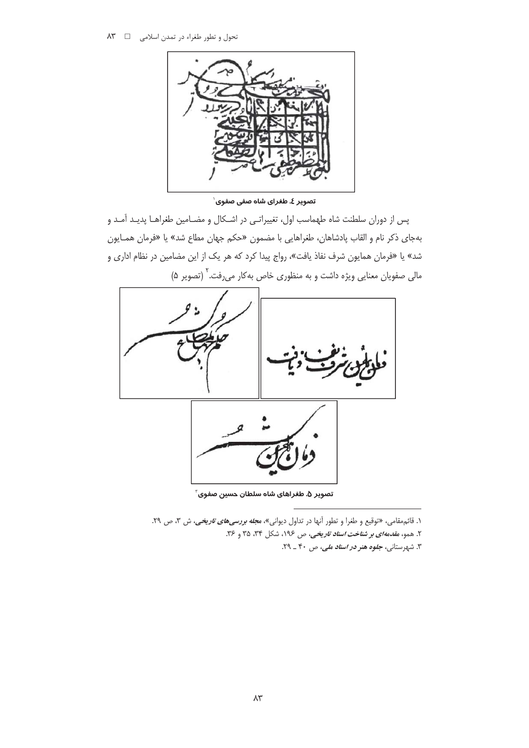تصویر ٤. طغرای شاه صفی صفوی[1]

پس از دوران سلطنت شاه طهماسب اول، تغییراتـی در اشـکال و مضـامین طغراهـا پدیـد آمـد و به‌جای ذکر نام و القاب پادشاهان، طغراهایی با مضمون «حکم جهان مطاع شد» یا «فرمان همـایون شد» یا «فرمان همایون شرف نفاذ یافت»، رواج پیدا کرد که هر یک از این مضامین در نظام اداری و مالی صفویان معنایی ویژه داشت و به منظوری خاص به‌کار می‌رفت.[2] (تصویر ۵)

تصویر ۵. طغراهای شاه سلطان حسین صفوی[3]

---

۱. قائم‌مقامی، «توقیع و طغرا و تطور آنها در تداول دیوانی»، *مجله بررسی‌های تاریخی*، ش ۳، ص ۲۹.

۲. همو، *مقدمه‌ای بر شناخت اسناد تاریخی*، ص ۱۹۶، شکل ۳۴، ۳۵ و ۳۶.

۳. شهرستانی، *جلوه هنر در اسناد ملی*، ص ۴۰ ـ ۲۹.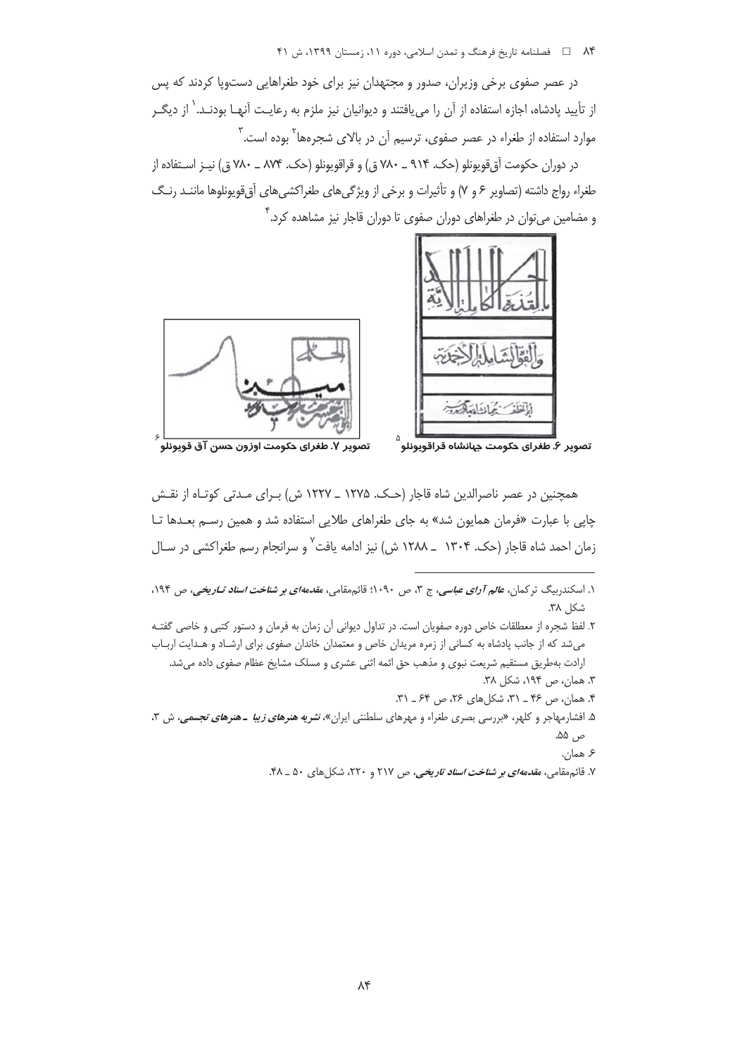در عصر صفوی برخی وزیران، صدور و مجتهدان نیز برای خود طغراهایی دست‌وپا کردند که پس از تأیید پادشاه، اجازه استفاده از آن را می‌یافتند و دیوانیان نیز ملزم به رعایت آنها بودند.[1] از دیگر موارد استفاده از طغراء در عصر صفوی، ترسیم آن در بالای شجره‌ها[2] بوده است.[3]

در دوران حکومت آق‌قویونلو (حک. ۹۱۴ ـ ۷۸۰ ق) و قراقویونلو (حک. ۸۷۴ ـ ۷۸۰ ق) نیز استفاده از طغراء رواج داشته (تصاویر ۶ و ۷) و تأثیرات و برخی از ویژگی‌های طغراکشی‌های آق‌قویونلوها مانند رنگ و مضامین می‌توان در طغراهای دوران صفوی تا دوران قاجار نیز مشاهده کرد.[4]

تصویر ۶. طغرای حکومت جهانشاه قراقویونلو[5]

تصویر ۷. طغرای حکومت اوزون حسن آق قویونلو[6]

همچنین در عصر ناصرالدین شاه قاجار (حک. ۱۲۷۵ ـ ۱۲۲۷ ش) برای مدتی کوتاه از نقش چاپی با عبارت «فرمان همایون شد» به جای طغراهای طلایی استفاده شد و همین رسم بعدها تا زمان احمد شاه قاجار (حک. ۱۳۰۴ ـ ۱۲۸۸ ش) نیز ادامه یافت[7] و سرانجام رسم طغراکشی در سال

---

۱. اسکندربیگ ترکمان، *عالم آرای عباسی*، ج ۳، ص ۱۰۹۰؛ قائم‌مقامی، *مقدمه‌ای بر شناخت اسناد تاریخی*، ص ۱۹۴، شکل ۳۸.

۲. لفظ شجره از معطلقات خاص دوره صفویان است. در تداول دیوانی آن زمان به فرمان و دستور کتبی و خاصی گفته می‌شد که از جانب پادشاه به کسانی از زمره مریدان خاص و معتمدان خاندان صفوی برای ارشاد و هدایت ارباب ارادت به‌طریق مستقیم شریعت نبوی و مذهب حق ائمه اثنی عشری و مسلک مشایخ عظام صفوی داده می‌شد.

۳. همان، ص ۱۹۴، شکل ۳۸.

۴. همان، ص ۴۶ ـ ۳۱، شکل‌های ۲۶، ص ۶۴ ـ ۳۱.

۵. افشارمهاجر و کلهر، «بررسی بصری طغراء و مهرهای سلطنتی ایران»، *نشریه هنرهای زیبا ـ هنرهای تجسمی*، ش ۳، ص ۵۵.

۶. همان.

۷. قائم‌مقامی، *مقدمه‌ای بر شناخت اسناد تاریخی*، ص ۲۱۷ و ۲۲۰، شکل‌های ۵۰ ـ ۴۸.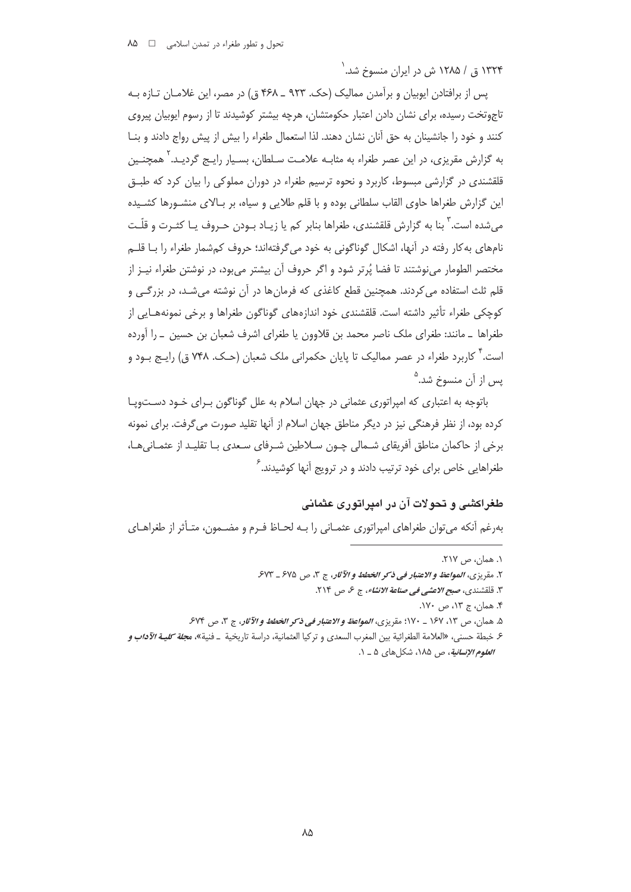۱۳۲۴ ق / ۱۲۸۵ ش در ایران منسوخ شد.[۱]

پس از برافتادن ایوبیان و برآمدن ممالیک (حک. ۹۲۳ ـ ۴۶۸ ق) در مصر، این غلامان تازه به تاج‌وتخت رسیده، برای نشان دادن اعتبار حکومتشان، هرچه بیشتر کوشیدند تا از رسوم ایوبیان پیروی کنند و خود را جانشینان به حق آنان نشان دهند. لذا استعمال طغراء را بیش از پیش رواج دادند و بنا به گزارش مقریزی، در این عصر طغراء به مثابه علامت سلطان، بسیار رایج گردید.[۲] همچنین قلقشندی در گزارشی مبسوط، کاربرد و نحوه ترسیم طغراء در دوران مملوکی را بیان کرد که طبق این گزارش طغراها حاوی القاب سلطانی بوده و با قلم طلایی و سیاه، بر بالای منشورها کشیده می‌شده است.[۳] بنا به گزارش قلقشندی، طغراها بنابر کم یا زیاد بودن حروف یا کثرت و قلّت نام‌های به‌کار رفته در آنها، اشکال گوناگونی به خود می‌گرفته‌اند؛ حروف کم‌شمار طغراء را با قلم مختصر الطومار می‌نوشتند تا فضا پُرتر شود و اگر حروف آن بیشتر می‌بود، در نوشتن طغراء نیز از قلم ثلث استفاده می‌کردند. همچنین قطع کاغذی که فرمان‌ها در آن نوشته می‌شد، در بزرگی و کوچکی طغراء تأثیر داشته است. قلقشندی خود اندازه‌های گوناگون طغراها و برخی نمونه‌هایی از طغراها ـ مانند: طغرای ملک ناصر محمد بن قلاوون یا طغرای اشرف شعبان بن حسین ـ را آورده است.[۴] کاربرد طغراء در عصر ممالیک تا پایان حکمرانی ملک شعبان (حک. ۷۴۸ ق) رایج بود و پس از آن منسوخ شد.[۵]

باتوجه به اعتباری که امپراتوری عثمانی در جهان اسلام به علل گوناگون برای خود دست‌وپا کرده بود، از نظر فرهنگی نیز در دیگر مناطق جهان اسلام از آنها تقلید صورت می‌گرفت. برای نمونه برخی از حاکمان مناطق آفریقای شمالی چون سلاطین شرفای سعدی با تقلید از عثمانی‌ها، طغراهایی خاص برای خود ترتیب دادند و در ترویج آنها کوشیدند.[۶]

## طغراکشی و تحولات آن در امپراتوری عثمانی

به‌رغم آنکه می‌توان طغراهای امپراتوری عثمانی را به لحاظ فرم و مضمون، متأثر از طغراهای

---

۱. همان، ص ۲۱۷.

۲. مقریزی، *المواعظ و الاعتبار فی ذکر الخطط و الآثار*، ج ۳، ص ۶۷۵ ـ ۶۷۳.

۳. قلقشندی، *صبح الاعشی فی صناعة الانشاء*، ج ۶، ص ۲۱۴.

۴. همان، ج ۱۳، ص ۱۷۰.

۵. همان، ص ۱۳، ۱۶۷ ـ ۱۷۰؛ مقریزی، *المواعظ و الاعتبار فی ذکر الخطط و الآثار*، ج ۳، ص ۶۷۴.

۶. خبطة حسنی، «العلامة الطغرائیة بین المغرب السعدی و ترکیا العثمانیة، دراسة تاریخیة ـ فنیة»، *مجلة کلیة الآداب و العلوم الإنسانیة*، ص ۱۸۵، شکل‌های ۵ ـ ۱.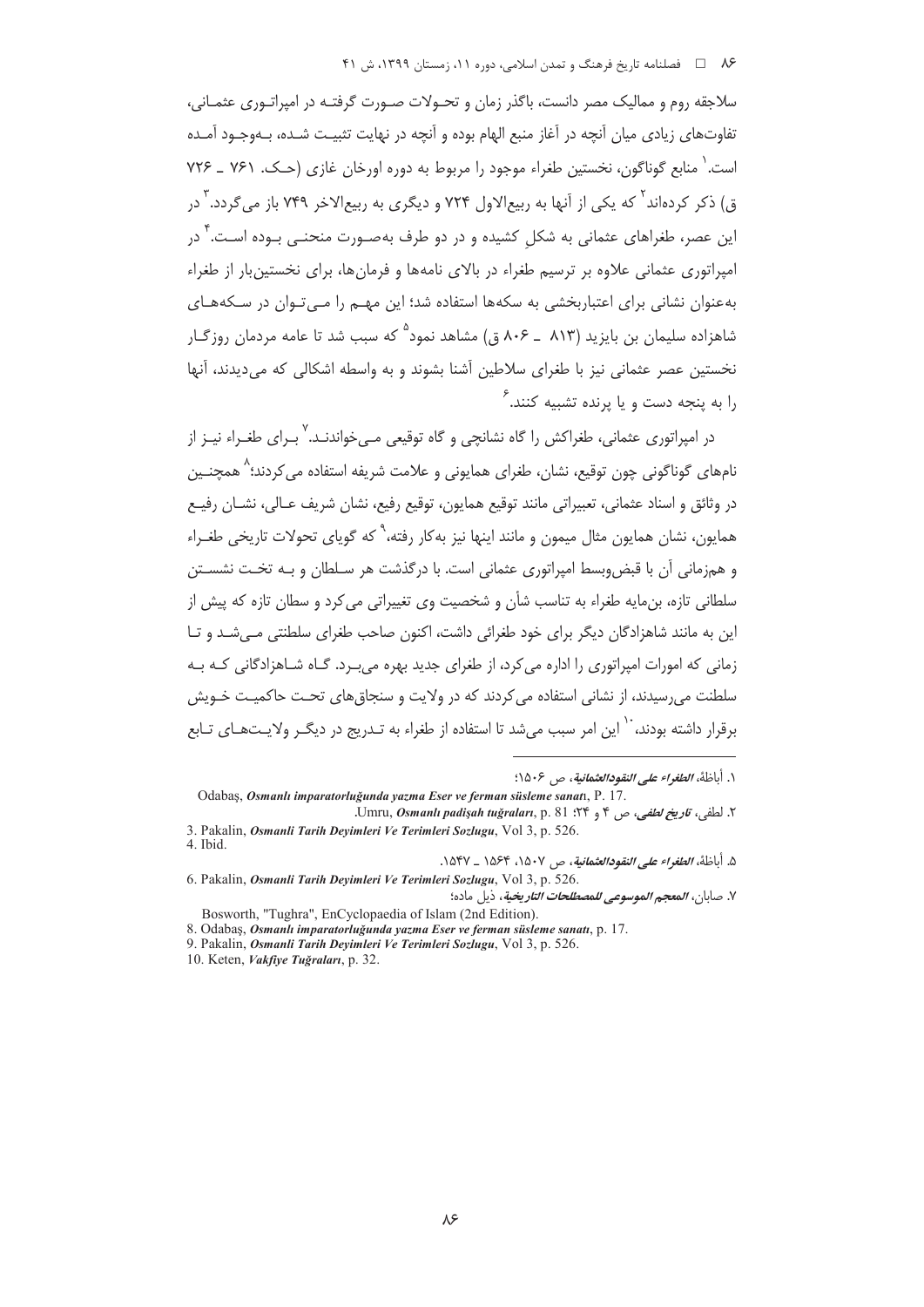سلاجقه روم و ممالیک مصر دانست، باگذر زمان و تحـولات صـورت گرفتـه در امپراتـوری عثمـانی، تفاوت‌های زیادی میان آنچه در آغاز منبع الهام بوده و آنچه در نهایت تثبیـت شـده، بـه‌وجـود آمـده است.[1] منابع گوناگون، نخستین طغراء موجود را مربوط به دوره اورخان غازی (حـک. ۷۶۱ ـ ۷۲۶ ق) ذکر کرده‌اند[2] که یکی از آنها به ربیع‌الاول ۷۲۴ و دیگری به ربیع‌الاخر ۷۴۹ باز می‌گردد.[3] در این عصر، طغراهای عثمانی به شکلِ کشیده و در دو طرف به‌صـورت منحنـی بـوده اسـت.[4] در امپراتوری عثمانی علاوه بر ترسیم طغراء در بالای نامه‌ها و فرمان‌ها، برای نخستین‌بار از طغراء به‌عنوان نشانی برای اعتباربخشی به سکه‌ها استفاده شد؛ این مهـم را مـی‌تـوان در سـکه‌هـای شاهزاده سلیمان بن بایزید (۸۱۳ ـ ۸۰۶ ق) مشاهد نمود[5] که سبب شد تا عامه مردمان روزگـار نخستین عصر عثمانی نیز با طغرای سلاطین آشنا بشوند و به واسطه اشکالی که می‌دیدند، آنها را به پنجه دست و یا پرنده تشبیه کنند.[6]

در امپراتوری عثمانی، طغراکش را گاه نشانچی و گاه توقیعی مـی‌خواندنـد.[7] بـرای طغـراء نیـز از نام‌های گوناگونی چون توقیع، نشان، طغرای همایونی و علامت شریفه استفاده می‌کردند؛[8] همچنـین در وثائق و اسناد عثمانی، تعبیراتی مانند توقیع همایون، توقیع رفیع، نشان شریف عـالی، نشـان رفیـع همایون، نشان همایون مثال میمون و مانند اینها نیز به‌کار رفته،[9] که گویای تحولات تاریخی طغـراء و هم‌زمانی آن با قبض‌وبسط امپراتوری عثمانی است. با درگذشت هر سـلطان و بـه تخـت نشسـتن سلطانی تازه، بن‌مایه طغراء به تناسب شأن و شخصیت وی تغییراتی می‌کرد و سطان تازه که پیش از این به مانند شاهزادگان دیگر برای خود طغرائی داشت، اکنون صاحب طغرای سلطنتی مـی‌شـد و تـا زمانی که امورات امپراتوری را اداره می‌کرد، از طغرای جدید بهره می‌بـرد. گـاه شـاهزادگانی کـه بـه سلطنت می‌رسیدند، از نشانی استفاده می‌کردند که در ولایت و سنجاق‌های تحـت حاکمیـت خـویش برقرار داشته بودند،[10] این امر سبب می‌شد تا استفاده از طغراء به تـدریج در دیگـر ولایـت‌هـای تـابع

---

۱. أباظة، *الطغراء علی النقودالعثمانیة*، ص ۱۵۰۶؛
Odabaş, *Osmanlı imparatorluğunda yazma Eser ve ferman süsleme sanat*ı, P. 17.

۲. لطفی، *تاریخ لطفی*، ص ۴ و ۲۴؛ Umru, *Osmanlı padişah tuğraları*, p. 81.

3. Pakalin, *Osmanli Tarih Deyimleri Ve Terimleri Sozlugu*, Vol 3, p. 526.

4. Ibid.

۵. أباظة، *الطغراء علی النقودالعثمانیة*، ص ۱۵۰۷، ۱۵۶۴ ـ ۱۵۴۷.

6. Pakalin, *Osmanli Tarih Deyimleri Ve Terimleri Sozlugu*, Vol 3, p. 526.

۷. صابان، *المعجم الموسوعی للمصطلحات التاریخیة*، ذیل ماده؛
Bosworth, "Tughra", EnCyclopaedia of Islam (2nd Edition).

8. Odabaş, *Osmanlı imparatorluğunda yazma Eser ve ferman süsleme sanatı*, p. 17.

9. Pakalin, *Osmanli Tarih Deyimleri Ve Terimleri Sozlugu*, Vol 3, p. 526.

10. Keten, *Vakfiye Tuğraları*, p. 32.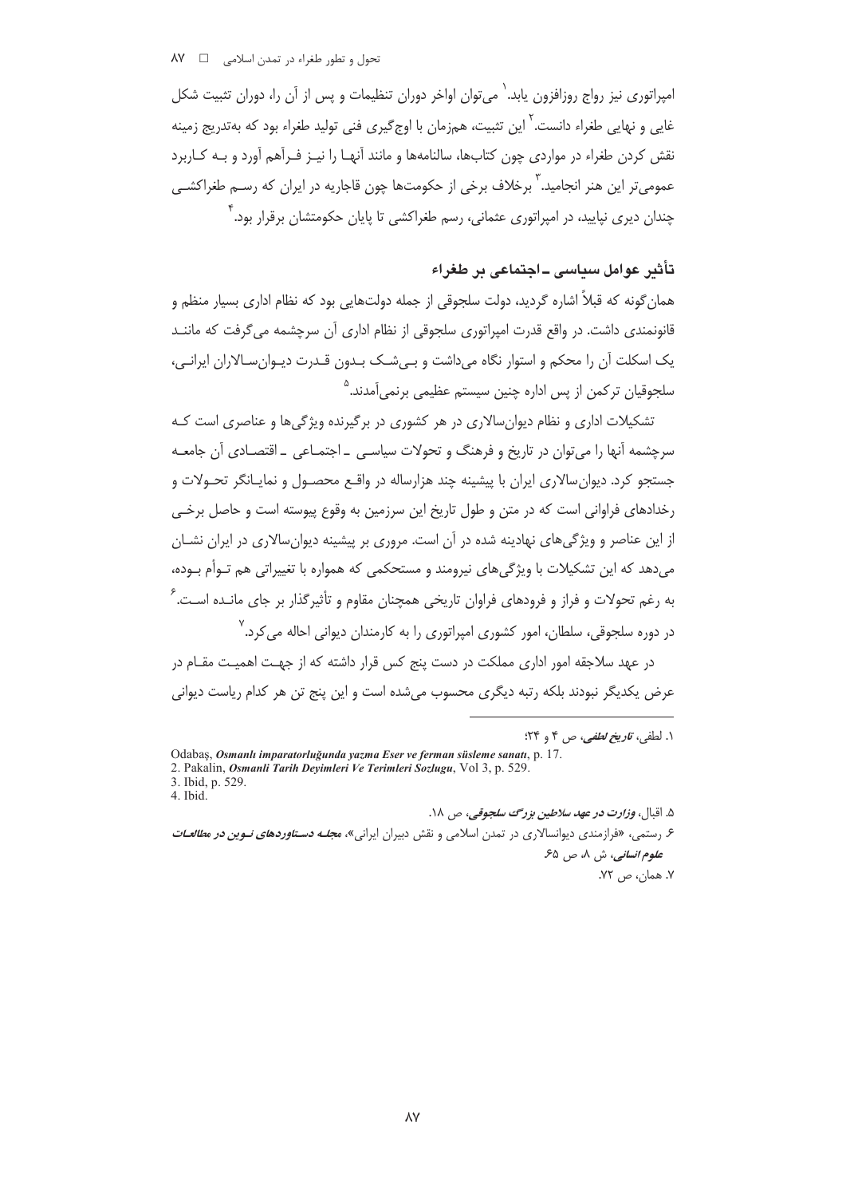امپراتوری نیز رواج روزافزون یابد.[1] می‌توان اواخر دوران تنظیمات و پس از آن را، دوران تثبیت شکل غایی و نهایی طغراء دانست.[2] این تثبیت، هم‌زمان با اوج‌گیری فنی تولید طغراء بود که به‌تدریج زمینه نقش کردن طغراء در مواردی چون کتاب‌ها، سالنامه‌ها و مانند آنها را نیز فراهم آورد و به کاربرد عمومی‌تر این هنر انجامید.[3] برخلاف برخی از حکومت‌ها چون قاجاریه در ایران که رسم طغراکشی چندان دیری نپایید، در امپراتوری عثمانی، رسم طغراکشی تا پایان حکومتشان برقرار بود.[4]

## تأثیر عوامل سیاسی ـ اجتماعی بر طغراء

همان‌گونه که قبلاً اشاره گردید، دولت سلجوقی از جمله دولت‌هایی بود که نظام اداری بسیار منظم و قانونمندی داشت. در واقع قدرت امپراتوری سلجوقی از نظام اداری آن سرچشمه می‌گرفت که مانند یک اسکلت آن را محکم و استوار نگاه می‌داشت و بی‌شک بدون قدرت دیوان‌سالاران ایرانی، سلجوقیان ترکمن از پس اداره چنین سیستم عظیمی برنمی‌آمدند.[5]

تشکیلات اداری و نظام دیوان‌سالاری در هر کشوری در برگیرنده ویژگی‌ها و عناصری است که سرچشمه آنها را می‌توان در تاریخ و فرهنگ و تحولات سیاسی ـ اجتماعی ـ اقتصادی آن جامعه جستجو کرد. دیوان‌سالاری ایران با پیشینه چند هزارساله در واقع محصول و نمایانگر تحولات و رخدادهای فراوانی است که در متن و طول تاریخ این سرزمین به وقوع پیوسته است و حاصل برخی از این عناصر و ویژگی‌های نهادینه شده در آن است. مروری بر پیشینه دیوان‌سالاری در ایران نشان می‌دهد که این تشکیلات با ویژگی‌های نیرومند و مستحکمی که همواره با تغییراتی هم توأم بوده، به رغم تحولات و فراز و فرودهای فراوان تاریخی همچنان مقاوم و تأثیرگذار بر جای مانده است.[6] در دوره سلجوقی، سلطان، امور کشوری امپراتوری را به کارمندان دیوانی احاله می‌کرد.[7]

در عهد سلاجقه امور اداری مملکت در دست پنج کس قرار داشته که از جهت اهمیت مقام در عرض یکدیگر نبودند بلکه رتبه دیگری محسوب می‌شده است و این پنج تن هر کدام ریاست دیوانی

---

۱. لطفی، *تاریخ لطفی*، ص ۴ و ۲۴؛

Odabaş, ***Osmanlı imparatorluğunda yazma Eser ve ferman süsleme sanatı***, p. 17.

2. Pakalin, ***Osmanli Tarih Deyimleri Ve Terimleri Sozlugu***, Vol 3, p. 529.

3. Ibid, p. 529.

4. Ibid.

۵. اقبال، ***وزارت در عهد سلاطین بزرگ سلجوقی***، ص ۱۸.

۶. رستمی، «فرازمندی دیوانسالاری در تمدن اسلامی و نقش دبیران ایرانی»، ***مجله دستاوردهای نوین در مطالعات علوم انسانی***، ش ۸، ص ۶۵.

۷. همان، ص ۷۲.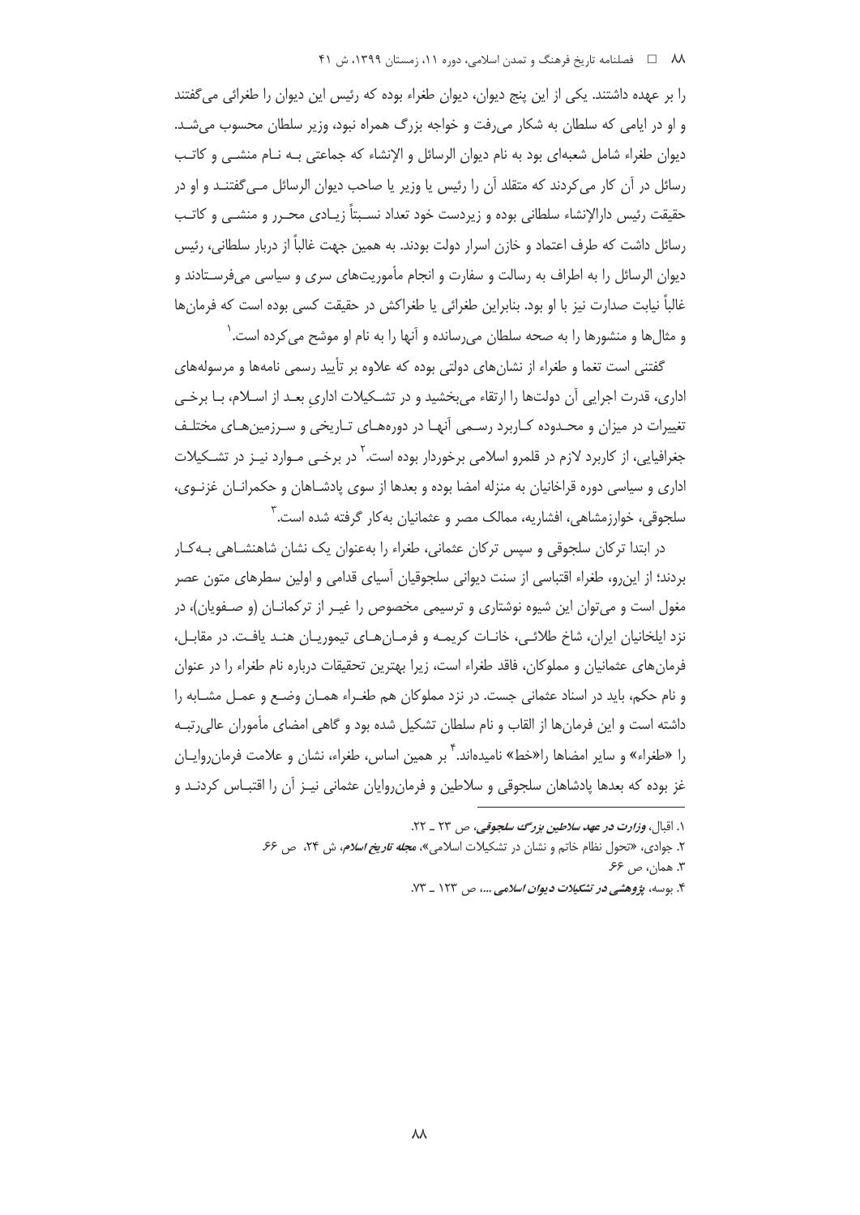را بر عهده داشتند. یکی از این پنج دیوان، دیوان طغراء بوده که رئیس این دیوان را طغرائی می‌گفتند و او در ایامی که سلطان به شکار می‌رفت و خواجه بزرگ همراه نبود، وزیر سلطان محسوب می‌شد. دیوان طغراء شامل شعبه‌ای بود به نام دیوان الرسائل و الإنشاء که جماعتی بـه نـام منشـی و کاتـب رسائل در آن کار می‌کردند که متقلد آن را رئیس یا وزیر یا صاحب دیوان الرسائل مـی‌گفتنـد و او در حقیقت رئیس دارالإنشاء سلطانی بوده و زیردست خود تعداد نسـبتاً زیـادی محـرر و منشـی و کاتـب رسائل داشت که طرف اعتماد و خازن اسرار دولت بودند. به همین جهت غالباً از دربار سلطانی، رئیس دیوان الرسائل را به اطراف به رسالت و سفارت و انجام مأموریت‌های سری و سیاسی می‌فرسـتادند و غالباً نیابت صدارت نیز با او بود. بنابراین طغرائی یا طغراکش در حقیقت کسی بوده است که فرمان‌ها و مثال‌ها و منشورها را به صحه سلطان می‌رسانده و آنها را به نام او موشح می‌کرده است.[1]

گفتنی است تغما و طغراء از نشان‌های دولتی بوده که علاوه بر تأیید رسمی نامه‌ها و مرسوله‌های اداری، قدرت اجرایی آن دولت‌ها را ارتقاء می‌بخشید و در تشـکیلات اداریِ بعـد از اسـلام، بـا برخـی تغییرات در میزان و محـدوده کـاربرد رسـمی آنهـا در دوره‌هـای تـاریخی و سـرزمین‌هـای مختلـف جغرافیایی، از کاربرد لازم در قلمرو اسلامی برخوردار بوده است.[2] در برخـی مـوارد نیـز در تشـکیلات اداری و سیاسی دوره قراخانیان به منزله امضا بوده و بعدها از سوی پادشـاهان و حکمرانـان غزنـوی، سلجوقی، خوارزمشاهی، افشاریه، ممالک مصر و عثمانیان به‌کار گرفته شده است.[3]

در ابتدا ترکان سلجوقی و سپس ترکان عثمانی، طغراء را به‌عنوان یک نشان شاهنشـاهی بـه‌کـار بردند؛ از این‌رو، طغراء اقتباسی از سنت دیوانی سلجوقیان آسیای قدامی و اولین سطرهای متون عصر مغول است و می‌توان این شیوه نوشتاری و ترسیمی مخصوص را غیـر از ترکمانـان (و صـفویان)، در نزد ایلخانیان ایران، شاخ طلائـی، خانـات کریمـه و فرمـان‌هـای تیموریـان هنـد یافـت. در مقابـل، فرمان‌های عثمانیان و مملوکان، فاقد طغراء است، زیرا بهترین تحقیقات درباره نام طغراء را در عنوان و نام حکم، باید در اسناد عثمانی جست. در نزد مملوکان هم طغـراء همـان وضـع و عمـل مشـابه را داشته است و این فرمان‌ها از القاب و نام سلطان تشکیل شده بود و گاهی امضای مأموران عالی‌رتبـه را «طغراء» و سایر امضاها را«خط» نامیده‌اند.[4] بر همین اساس، طغراء، نشان و علامت فرمان‌روایـان غز بوده که بعدها پادشاهان سلجوقی و سلاطین و فرمان‌روایان عثمانی نیـز آن را اقتبـاس کردنـد و

---

۱. اقبال، *وزارت در عهد سلاطین بزرگ سلجوقی*، ص ۲۳ ـ ۲۲.

۲. جوادی، «تحول نظام خاتم و نشان در تشکیلات اسلامی»، *مجله تاریخ اسلام*، ش ۲۴، ص ۶۶.

۳. همان، ص ۶۶.

۴. بوسه، *پژوهشی در تشکیلات دیوان اسلامی ...*، ص ۱۲۳ ـ ۷۳.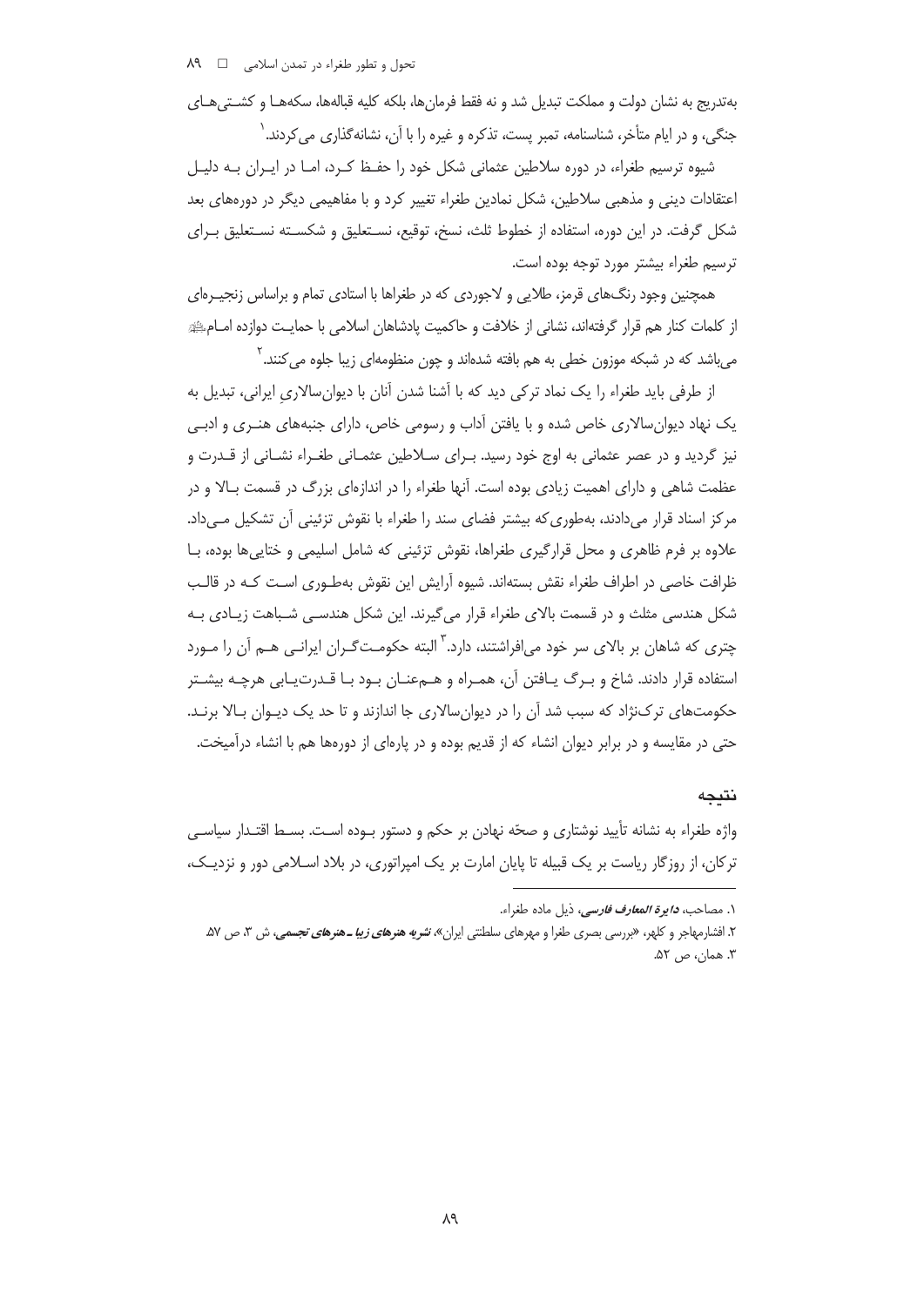به‌تدریج به نشان دولت و مملکت تبدیل شد و نه فقط فرمان‌ها، بلکه کلیه قباله‌ها، سکه‌ها و کشتی‌های جنگی، و در ایام متأخر، شناسنامه، تمبر پست، تذکره و غیره را با آن، نشانه‌گذاری می‌کردند.[1]

شیوه ترسیم طغراء، در دوره سلاطین عثمانی شکل خود را حفظ کرد، اما در ایران به دلیل اعتقادات دینی و مذهبی سلاطین، شکل نمادین طغراء تغییر کرد و با مفاهیمی دیگر در دوره‌های بعد شکل گرفت. در این دوره، استفاده از خطوط ثلث، نسخ، توقیع، نستعلیق و شکسته نستعلیق برای ترسیم طغراء بیشتر مورد توجه بوده است.

همچنین وجود رنگ‌های قرمز، طلایی و لاجوردی که در طغراها با استادی تمام و براساس زنجیره‌ای از کلمات کنار هم قرار گرفته‌اند، نشانی از خلافت و حاکمیت پادشاهان اسلامی با حمایت دوازده امام﵈ می‌باشد که در شبکه موزون خطی به هم بافته شده‌اند و چون منظومه‌ای زیبا جلوه می‌کنند.[2]

از طرفی باید طغراء را یک نماد ترکی دید که با آشنا شدن آنان با دیوان‌سالاریِ ایرانی، تبدیل به یک نهاد دیوان‌سالاری خاص شده و با یافتن آداب و رسومی خاص، دارای جنبه‌های هنری و ادبی نیز گردید و در عصر عثمانی به اوج خود رسید. برای سلاطین عثمانی طغراء نشانی از قدرت و عظمت شاهی و دارای اهمیت زیادی بوده است. آنها طغراء را در اندازه‌ای بزرگ در قسمت بالا و در مرکز اسناد قرار می‌دادند، به‌طوری‌که بیشتر فضای سند را طغراء با نقوش تزئینی آن تشکیل می‌داد. علاوه بر فرم ظاهری و محل قرارگیری طغراها، نقوش تزئینی که شامل اسلیمی و ختایی‌ها بوده، با ظرافت خاصی در اطراف طغراء نقش بسته‌اند. شیوه آرایش این نقوش به‌طوری است که در قالب شکل هندسی مثلث و در قسمت بالای طغراء قرار می‌گیرند. این شکل هندسی شباهت زیادی به چتری که شاهان بر بالای سر خود می‌افراشتند، دارد.[3] البته حکومت‌گران ایرانی هم آن را مورد استفاده قرار دادند. شاخ و برگ یافتن آن، همراه و هم‌عنان بود با قدرت‌یابی هرچه بیشتر حکومت‌های ترک‌نژاد که سبب شد آن را در دیوان‌سالاری جا اندازند و تا حد یک دیوان بالا برند. حتی در مقایسه و در برابر دیوان انشاء که از قدیم بوده و در پاره‌ای از دوره‌ها هم با انشاء درآمیخت.

## نتیجه

واژه طغراء به نشانه تأیید نوشتاری و صحّه نهادن بر حکم و دستور بوده است. بسط اقتدار سیاسی ترکان، از روزگار ریاست بر یک قبیله تا پایان امارت بر یک امپراتوری، در بلاد اسلامی دور و نزدیک،

---

۱. مصاحب، ***دایرة المعارف فارسی***، ذیل ماده طغراء.

۲. افشارمهاجر و کلهر، «بررسی بصری طغرا و مهرهای سلطنتی ایران»، ***نشریه هنرهای زیبا ـ هنرهای تجسمی***، ش ۳، ص ۵۷.

۳. همان، ص ۵۲.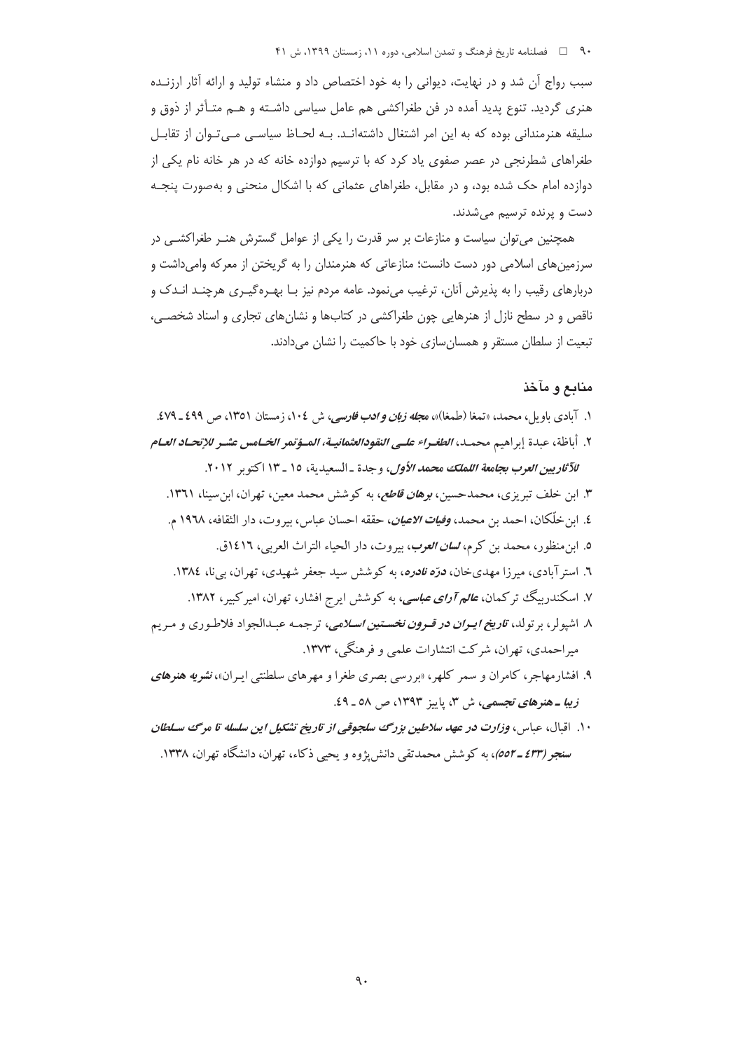سبب رواج آن شد و در نهایت، دیوانی را به خود اختصاص داد و منشاء تولید و ارائه آثار ارزنـده هنری گردید. تنوع پدید آمده در فن طغراکشی هم عامل سیاسی داشـته و هـم متـأثر از ذوق و سلیقه هنرمندانی بوده که به این امر اشتغال داشته‌انـد. بـه لحـاظ سیاسـی مـی‌تـوان از تقابـل طغراهای شطرنجی در عصر صفوی یاد کرد که با ترسیم دوازده خانه که در هر خانه نام یکی از دوازده امام حک شده بود، و در مقابل، طغراهای عثمانی که با اشکال منحنی و به‌صورت پنجـه دست و پرنده ترسیم می‌شدند.

همچنین می‌توان سیاست و منازعات بر سر قدرت را یکی از عوامل گسترش هنـر طغراکشـی در سرزمین‌های اسلامی دور دست دانست؛ منازعاتی که هنرمندان را به گریختن از معرکه وامی‌داشت و دربارهای رقیب را به پذیرش آنان، ترغیب می‌نمود. عامه مردم نیز بـا بهـره‌گیـری هرچنـد انـدک و ناقص و در سطح نازل از هنرهایی چون طغراکشی در کتاب‌ها و نشان‌های تجاری و اسناد شخصـی، تبعیت از سلطان مستقر و همسان‌سازی خود با حاکمیت را نشان می‌دادند.

## منابع و مآخذ

۱. آبادی باویل، محمد، «تمغا (طمغا)»، ***مجله زبان و ادب فارسی***، ش ۱۰۴، زمستان ۱۳۵۱، ص ۴۹۹ ـ ۴۷۹.

۲. أباظة، عبدة إبراهیم محمـد، ***الطغـراء علـی النقودالعثمانیـة، المـؤتمر الخـامس عشـر للإتحـاد العـام للآثاريين العرب بجامعة اللملك محمد الأول***، وجدة ـ السعیدیة، ۱۵ ـ ۱۳ اکتوبر ۲۰۱۲.

۳. ابن خلف تبریزی، محمدحسین، ***برهان قاطع***، به کوشش محمد معین، تهران، ابن‌سینا، ۱۳۶۱.

۴. ابن‌خلّکان، احمد بن محمد، ***وفیات الاعیان***، حققه احسان عباس، بیروت، دار الثقافه، ۱۹۶۸ م.

۵. ابن‌منظور، محمد بن کرم، ***لسان العرب***، بیروت، دار الحیاء التراث العربی، ۱۴۱۶ق.

۶. استرآبادی، میرزا مهدی‌خان، ***درّه نادره***، به کوشش سید جعفر شهیدی، تهران، بی‌نا، ۱۳۸۴.

۷. اسکندربیگ ترکمان، ***عالم آرای عباسی***، به کوشش ایرج افشار، تهران، امیرکبیر، ۱۳۸۲.

۸. اشپولر، برتولد، ***تاریخ ایـران در قـرون نخسـتین اسـلامی***، ترجمـه عبـدالجواد فلاطـوری و مـریم میراحمدی، تهران، شرکت انتشارات علمی و فرهنگی، ۱۳۷۳.

۹. افشارمهاجر، کامران و سمر کلهر، «بررسی بصری طغرا و مهرهای سلطنتی ایـران»، ***نشریه هنرهای زیبا ـ هنرهای تجسمی***، ش ۳، پاییز ۱۳۹۳، ص ۵۸ ـ ۴۹.

۱۰. اقبال، عباس، ***وزارت در عهد سلاطین بزرگ سلجوقی از تاریخ تشکیل این سلسله تا مرگ سـلطان سنجر (۴۳۳ ـ ۵۵۲)***، به کوشش محمدتقی دانش‌پژوه و یحیی ذکاء، تهران، دانشگاه تهران، ۱۳۳۸.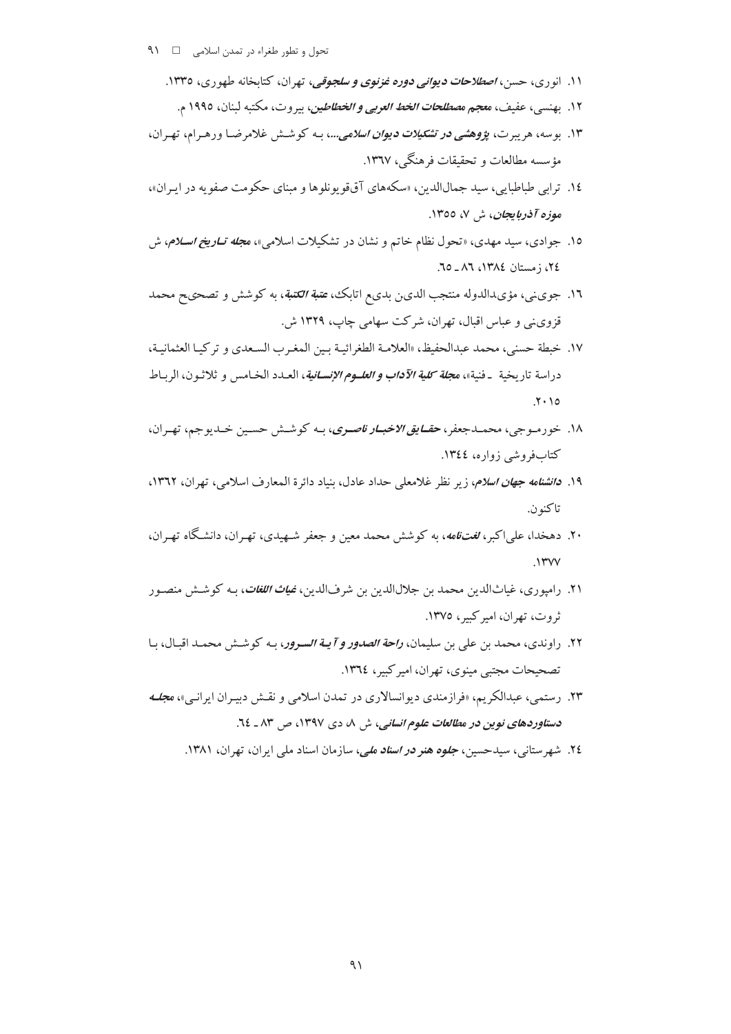۱۱. انوری، حسن، *اصطلاحات دیوانی دوره غزنوی و سلجوقی*، تهران، کتابخانه طهوری، ۱۳۳۵.

۱۲. بهنسی، عفیف، *معجم مصطلحات الخط العربی و الخطاطین*، بیروت، مکتبه لبنان، ۱۹۹۵ م.

۱۳. بوسه، هریبرت، *پژوهشی در تشکیلات دیوان اسلامی...*، بـه کوشـش غلامرضـا ورهـرام، تهـران، مؤسسه مطالعات و تحقیقات فرهنگی، ۱۳٦۷.

۱٤. ترابی طباطبایی، سید جمال‌الدین، «سکه‌های آق‌قویونلوها و مبنای حکومت صفویه در ایـران»، *موزه آذربایجان*، ش ۷، ۱۳۵۵.

۱۵. جوادی، سید مهدی، «تحول نظام خاتم و نشان در تشکیلات اسلامی»، *مجله تـاریخ اسـلام*، ش ۲٤، زمستان ۱۳۸٤، ۸٦ ـ ٦۵.

۱٦. جوینی، مؤیدالدوله منتجب الدین بدیع اتابک، *عتبة الکتبة*، به کوشش و تصحیح محمد قزوینی و عباس اقبال، تهران، شرکت سهامی چاپ، ۱۳۲۹ ش.

۱۷. خبطة حسنی، محمد عبدالحفیظ، «العلامـة الطغرائیـة بـین المغـرب السـعدی و ترکیـا العثمانیـة، دراسة تاریخیة ـ فنیة»، *مجلة کلیة الآداب و العلـوم الإنسـانیة*، العـدد الخـامس و ثلاثـون، الربـاط ۲۰۱۵.

۱۸. خورمـوجی، محمـدجعفر، *حقـایق الاخبـار ناصـری*، بـه کوشـش حسـین خـدیوجم، تهـران، کتاب‌فروشی زواره، ۱۳٤٤.

۱۹. *دانشنامه جهان اسلام*، زیر نظر غلامعلی حداد عادل، بنیاد دائرة المعارف اسلامی، تهران، ۱۳٦۲، تاکنون.

۲۰. دهخدا، علی‌اکبر، *لغت‌نامه*، به کوشش محمد معین و جعفر شـهیدی، تهـران، دانشـگاه تهـران، ۱۳۷۷.

۲۱. رامپوری، غیاث‌الدین محمد بن جلال‌الدین بن شرف‌الدین، *غیاث اللغات*، بـه کوشـش منصـور ثروت، تهران، امیرکبیر، ۱۳۷۵.

۲۲. راوندی، محمد بن علی بن سلیمان، *راحة الصدور و آیـة السـرور*، بـه کوشـش محمـد اقبـال، بـا تصحیحات مجتبی مینوی، تهران، امیرکبیر، ۱۳٦٤.

۲۳. رستمی، عبدالکریم، «فرازمندی دیوانسالاری در تمدن اسلامی و نقـش دبیـران ایرانـی»، *مجلـه دستاوردهای نوین در مطالعات علوم انسانی*، ش ۸، دی ۱۳۹۷، ص ۸۳ ـ ٦٤.

۲٤. شهرستانی، سیدحسین، *جلوه هنر در اسناد ملی*، سازمان اسناد ملی ایران، تهران، ۱۳۸۱.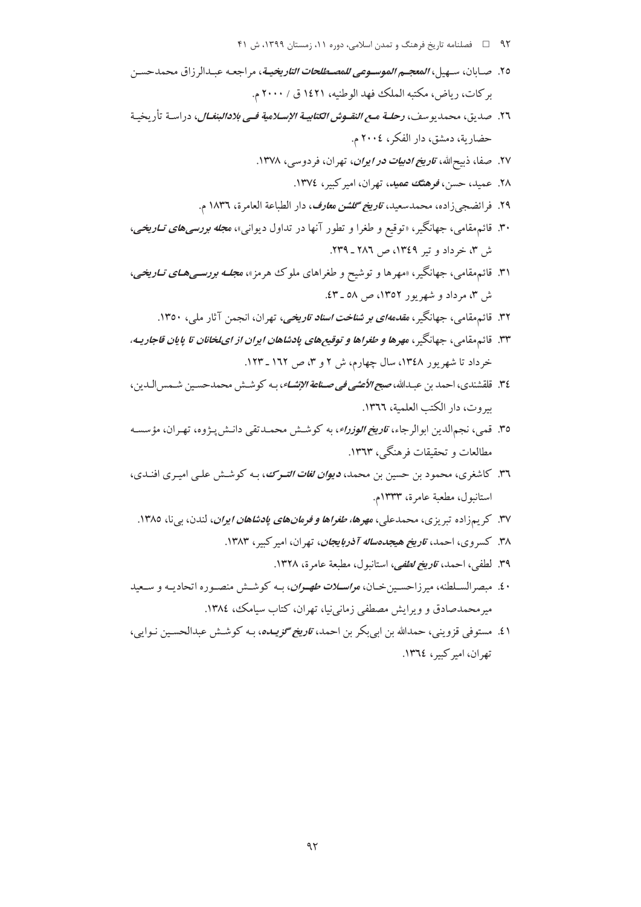۲۵. صابان، سهیل، ***المعجم الموسوعی للمصطلحات التاریخیة***، مراجعه عبدالرزاق محمدحسن برکات، ریاض، مکتبه الملک فهد الوطنیه، ۱۴۲۱ ق / ۲۰۰۰ م.

۲۶. صدیق، محمدیوسف، ***رحلة مع النقوش الکتابیة الإسلامیة فی بلادالبنغال***، دراسة تأریخیة حضاریة، دمشق، دار الفکر، ۲۰۰۴ م.

۲۷. صفا، ذبیح‌الله، ***تاریخ ادبیات در ایران***، تهران، فردوسی، ۱۳۷۸.

۲۸. عمید، حسن، ***فرهنگ عمید***، تهران، امیرکبیر، ۱۳۷۴.

۲۹. فرائضچی‌زاده، محمدسعید، ***تاریخ گلشن معارف***، دار الطباعة العامرة، ۱۸۳۶ م.

۳۰. قائم‌مقامی، جهانگیر، «توقیع و طغرا و تطور آنها در تداول دیوانی»، ***مجله بررسی‌های تاریخی***، ش ۳، خرداد و تیر ۱۳۴۹، ص ۲۸۶ ـ ۲۳۹.

۳۱. قائم‌مقامی، جهانگیر، «مهرها و توشیح و طغراهای ملوک هرمز»، ***مجله بررسی‌های تاریخی***، ش ۳، مرداد و شهریور ۱۳۵۲، ص ۵۸ ـ ۴۳.

۳۲. قائم‌مقامی، جهانگیر، ***مقدمه‌ای بر شناخت اسناد تاریخی***، تهران، انجمن آثار ملی، ۱۳۵۰.

۳۳. قائم‌مقامی، جهانگیر، ***مهرها و طغراها و توقیع‌های پادشاهان ایران از ای‌لخانان تا پایان قاجاریه***، خرداد تا شهریور ۱۳۴۸، سال چهارم، ش ۲ و ۳، ص ۱۶۲ ـ ۱۲۳.

۳۴. قلقشندی، احمد بن عبدالله، ***صبح الأعشی فی صناعة الإنشاء***، به کوشش محمدحسین شمس‌الدین، بیروت، دار الکتب العلمیة، ۱۳۶۶.

۳۵. قمی، نجم‌الدین ابوالرجاء، ***تاریخ الوزراء***، به کوشش محمدتقی دانش‌پژوه، تهران، مؤسسه مطالعات و تحقیقات فرهنگی، ۱۳۶۳.

۳۶. کاشغری، محمود بن حسین بن محمد، ***دیوان لغات الترک***، به کوشش علی امیری افندی، استانبول، مطبعة عامرة، ۱۳۳۳م.

۳۷. کریم‌زاده تبریزی، محمدعلی، ***مهرها، طغراها و فرمان‌های پادشاهان ایران***، لندن، بی‌نا، ۱۳۸۵.

۳۸. کسروی، احمد، ***تاریخ هیجده‌ساله آذربایجان***، تهران، امیرکبیر، ۱۳۸۳.

۳۹. لطفی، احمد، ***تاریخ لطفی***، استانبول، مطبعة عامرة، ۱۳۲۸.

۴۰. مبصرالسلطنه، میرزاحسین‌خان، ***مراسلات طهران***، به کوشش منصوره اتحادیه و سعید میرمحمدصادق و ویرایش مصطفی زمانی‌نیا، تهران، کتاب سیامک، ۱۳۸۴.

۴۱. مستوفی قزوینی، حمدالله بن ابی‌بکر بن احمد، ***تاریخ گزیده***، به کوشش عبدالحسین نوایی، تهران، امیرکبیر، ۱۳۶۴.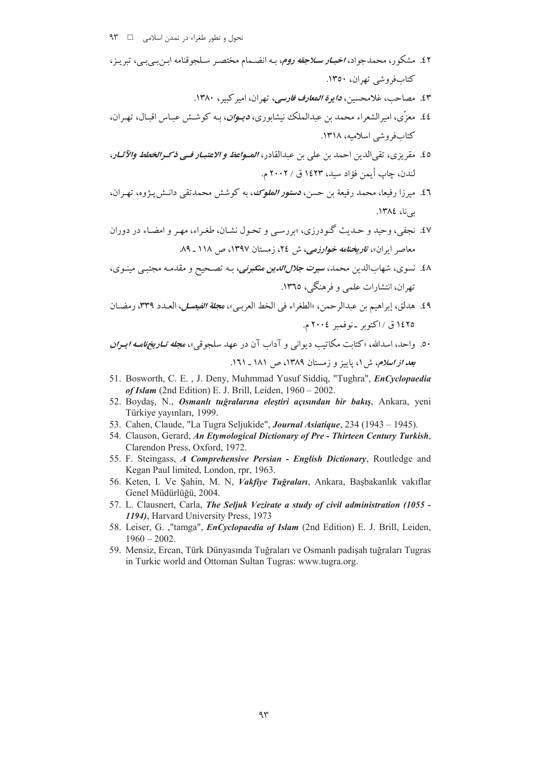٤٢. مشکور، محمدجواد، ***اخبار سلاجقه روم***، به انضمام مختصر سلجوقنامه ابن‌بی‌بی، تبریز، کتاب‌فروشی تهران، ١٣٥٠.

٤٣. مصاحب، غلامحسین، ***دایرة المعارف فارسی***، تهران، امیرکبیر، ١٣٨٠.

٤٤. معزّی، امیرالشعراء محمد بن عبدالملک نیشابوری، ***دیوان***، به کوشش عباس اقبال، تهران، کتاب‌فروشی اسلامیه، ١٣١٨.

٤٥. مقریزی، تقی‌الدین احمد بن علی بن عبدالقادر، ***المواعظ و الاعتبار فی ذکر الخطط والآثار***، لندن، چاپ أیمن فؤاد سید، ١٤٢٣ ق / ٢٠٠٢ م.

٤٦. میرزا رفیعا، محمد رفیعة بن حسن، ***دستور الملوک***، به کوشش محمدتقی دانش‌پژوه، تهران، بی‌نا، ١٣٨٤.

٤٧. نجفی، وحید و حدیث گودرزی، «بررسی و تحول نشان، طغراء، مهر و امضاء در دوران معاصر ایران»، ***تاریخنامه خوارزمی***، ش ٢٤، زمستان ١٣٩٧، ص ١١٨ ـ ٨٩.

٤٨. نسوی، شهاب‌الدین محمد، ***سیرت جلال‌الدین منکبرنی***، به تصحیح و مقدمه مجتبی مینوی، تهران، انتشارات علمی و فرهنگی، ١٣٦٥.

٤٩. هدلق، إبراهیم بن عبدالرحمن، «الطغراء فی الخط العربی»، ***مجلة الفیصل***، العدد ٣٣٩، رمضان ١٤٢٥ ق / اکتوبر ـ نوفمبر ٢٠٠٤ م.

٥٠. واحد، اسدالله، «کتابت مکاتیب دیوانی و آداب آن در عهد سلجوقی»، ***مجله تاریخ‌نامه ایران بعد از اسلام***، ش ١، پاییز و زمستان ١٣٨٩، ص ١٨١ ـ ١٦١.

51. Bosworth, C. E. , J. Deny, Muhmmad Yusuf Siddiq, "Tughra", ***EnCyclopaedia of Islam*** (2nd Edition) E. J. Brill, Leiden, 1960 – 2002.
52. Boydaş, N., *Osmanlı tuğralarına eleştiri açısından bir bakış*, Ankara, yeni Türkiye yayınları, 1999.
53. Cahen, Claude, "La Tugra Seljukide", ***Journal Asiatique***, 234 (1943 – 1945).
54. Clauson, Gerard, ***An Etymological Dictionary of Pre - Thirteen Century Turkish***, Clarendon Press, Oxford, 1972.
55. F. Steingass, ***A Comprehensive Persian - English Dictionary***, Routledge and Kegan Paul limited, London, rpr, 1963.
56. Keten, I. Ve Şahin, M. N, *Vakfiye Tuğraları*, Ankara, Başbakanlık vakıflar Genel Müdürlüğü, 2004.
57. L. Clausnert, Carla, ***The Seljuk Vezirate a study of civil administration (1055 - 1194)***, Harvard University Press, 1973
58. Leiser, G. ,"tamga", ***EnCyclopaedia of Islam*** (2nd Edition) E. J. Brill, Leiden, 1960 – 2002.
59. Mensiz, Ercan, Türk Dünyasında Tuğraları ve Osmanlı padişah tuğraları Tugras in Turkic world and Ottoman Sultan Tugras: www.tugra.org.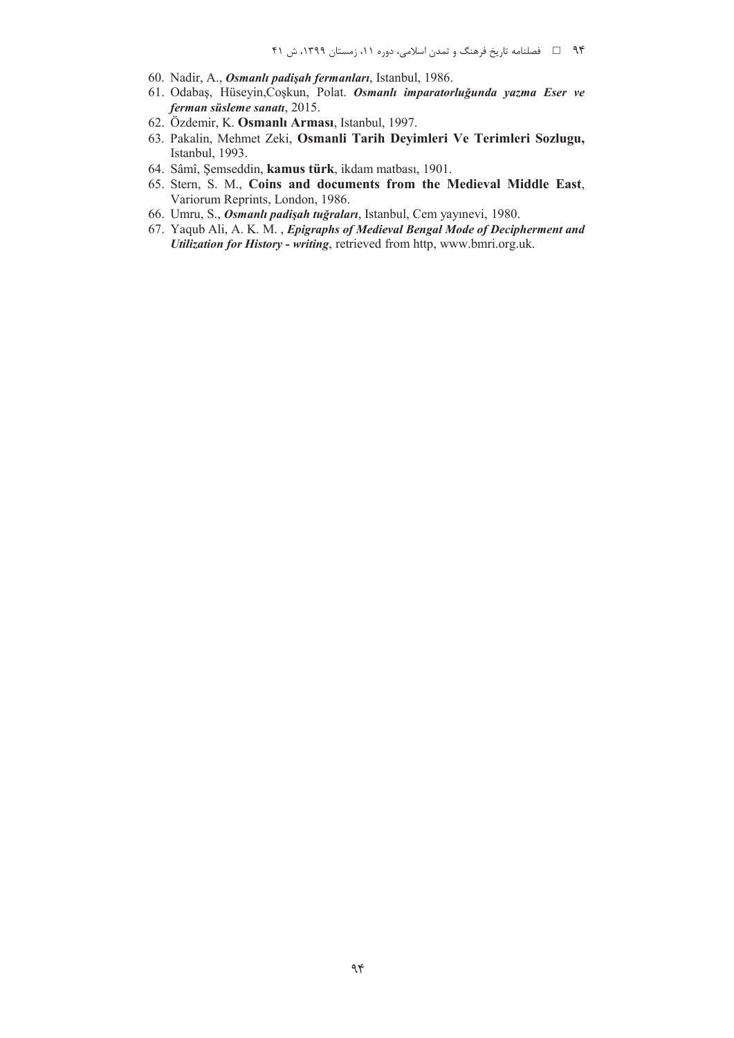60. Nadir, A., *Osmanlı padişah fermanları*, Istanbul, 1986.
61. Odabaş, Hüseyin,Coşkun, Polat. *Osmanlı imparatorluğunda yazma Eser ve ferman süsleme sanatı*, 2015.
62. Özdemir, K. **Osmanlı Arması**, Istanbul, 1997.
63. Pakalin, Mehmet Zeki, **Osmanli Tarih Deyimleri Ve Terimleri Sozlugu,** Istanbul, 1993.
64. Sâmî, Şemseddin, **kamus türk**, ikdam matbası, 1901.
65. Stern, S. M., **Coins and documents from the Medieval Middle East**, Variorum Reprints, London, 1986.
66. Umru, S., *Osmanlı padişah tuğraları*, Istanbul, Cem yayınevi, 1980.
67. Yaqub Ali, A. K. M. , *Epigraphs of Medieval Bengal Mode of Decipherment and Utilization for History - writing*, retrieved from http, www.bmri.org.uk.